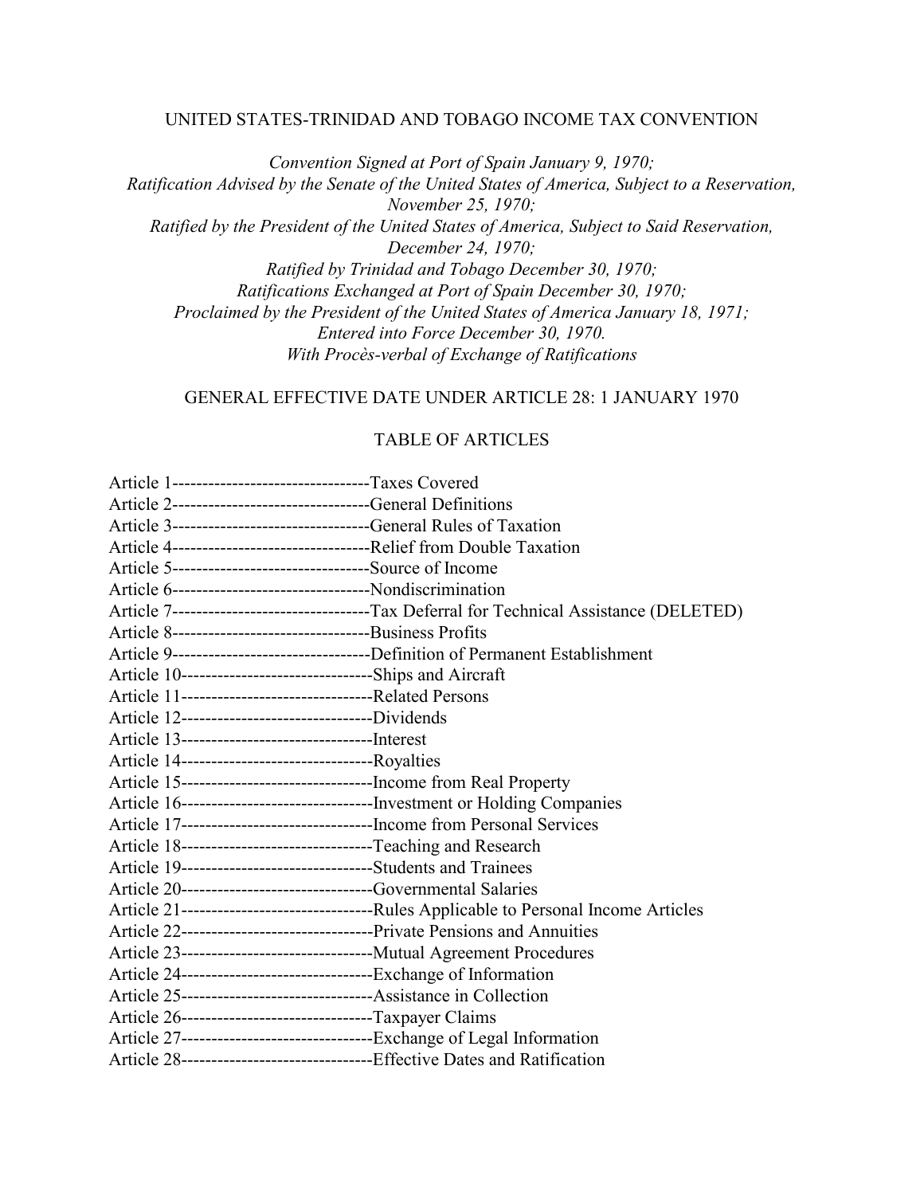# UNITED STATES-TRINIDAD AND TOBAGO INCOME TAX CONVENTION

*Convention Signed at Port of Spain January 9, 1970;*
*Ratification Advised by the Senate of the United States of America, Subject to a Reservation, November 25, 1970;*
*Ratified by the President of the United States of America, Subject to Said Reservation, December 24, 1970;*
*Ratified by Trinidad and Tobago December 30, 1970;*
*Ratifications Exchanged at Port of Spain December 30, 1970;*
*Proclaimed by the President of the United States of America January 18, 1971;*
*Entered into Force December 30, 1970.*
*With Procès-verbal of Exchange of Ratifications*

## GENERAL EFFECTIVE DATE UNDER ARTICLE 28: 1 JANUARY 1970

## TABLE OF ARTICLES

Article 1---------------------------------Taxes Covered
Article 2---------------------------------General Definitions
Article 3---------------------------------General Rules of Taxation
Article 4---------------------------------Relief from Double Taxation
Article 5---------------------------------Source of Income
Article 6---------------------------------Nondiscrimination
Article 7---------------------------------Tax Deferral for Technical Assistance (DELETED)
Article 8---------------------------------Business Profits
Article 9---------------------------------Definition of Permanent Establishment
Article 10--------------------------------Ships and Aircraft
Article 11--------------------------------Related Persons
Article 12--------------------------------Dividends
Article 13--------------------------------Interest
Article 14--------------------------------Royalties
Article 15--------------------------------Income from Real Property
Article 16--------------------------------Investment or Holding Companies
Article 17--------------------------------Income from Personal Services
Article 18--------------------------------Teaching and Research
Article 19--------------------------------Students and Trainees
Article 20--------------------------------Governmental Salaries
Article 21--------------------------------Rules Applicable to Personal Income Articles
Article 22--------------------------------Private Pensions and Annuities
Article 23--------------------------------Mutual Agreement Procedures
Article 24--------------------------------Exchange of Information
Article 25--------------------------------Assistance in Collection
Article 26--------------------------------Taxpayer Claims
Article 27--------------------------------Exchange of Legal Information
Article 28--------------------------------Effective Dates and Ratification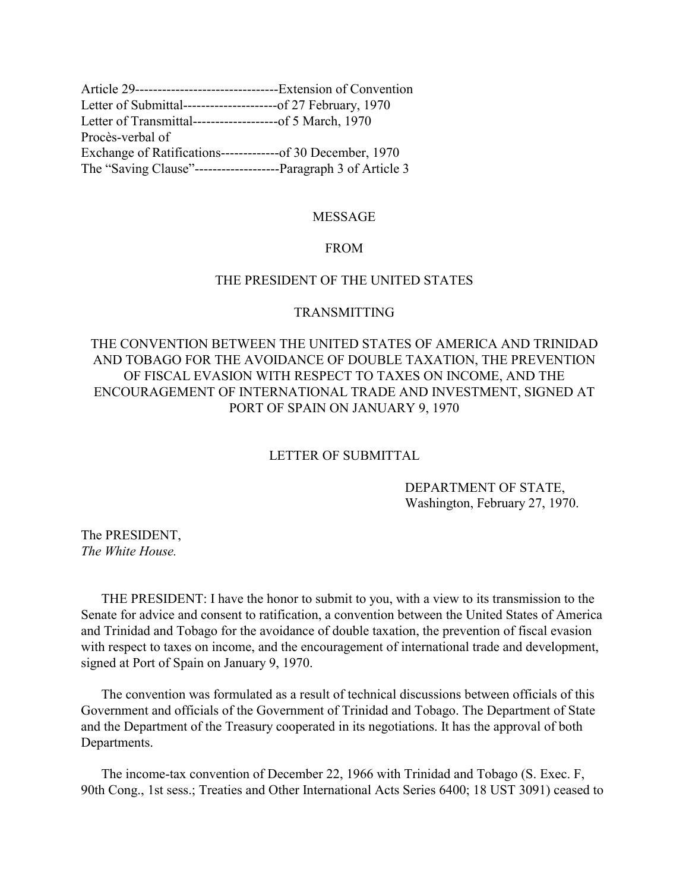Article 29--------------------------------Extension of Convention
Letter of Submittal---------------------of 27 February, 1970
Letter of Transmittal-------------------of 5 March, 1970
Procès-verbal of
Exchange of Ratifications-------------of 30 December, 1970
The “Saving Clause”-------------------Paragraph 3 of Article 3

MESSAGE

FROM

THE PRESIDENT OF THE UNITED STATES

TRANSMITTING

THE CONVENTION BETWEEN THE UNITED STATES OF AMERICA AND TRINIDAD AND TOBAGO FOR THE AVOIDANCE OF DOUBLE TAXATION, THE PREVENTION OF FISCAL EVASION WITH RESPECT TO TAXES ON INCOME, AND THE ENCOURAGEMENT OF INTERNATIONAL TRADE AND INVESTMENT, SIGNED AT PORT OF SPAIN ON JANUARY 9, 1970

LETTER OF SUBMITTAL

DEPARTMENT OF STATE,
Washington, February 27, 1970.

The PRESIDENT,
*The White House.*

THE PRESIDENT: I have the honor to submit to you, with a view to its transmission to the Senate for advice and consent to ratification, a convention between the United States of America and Trinidad and Tobago for the avoidance of double taxation, the prevention of fiscal evasion with respect to taxes on income, and the encouragement of international trade and development, signed at Port of Spain on January 9, 1970.

The convention was formulated as a result of technical discussions between officials of this Government and officials of the Government of Trinidad and Tobago. The Department of State and the Department of the Treasury cooperated in its negotiations. It has the approval of both Departments.

The income-tax convention of December 22, 1966 with Trinidad and Tobago (S. Exec. F, 90th Cong., 1st sess.; Treaties and Other International Acts Series 6400; 18 UST 3091) ceased to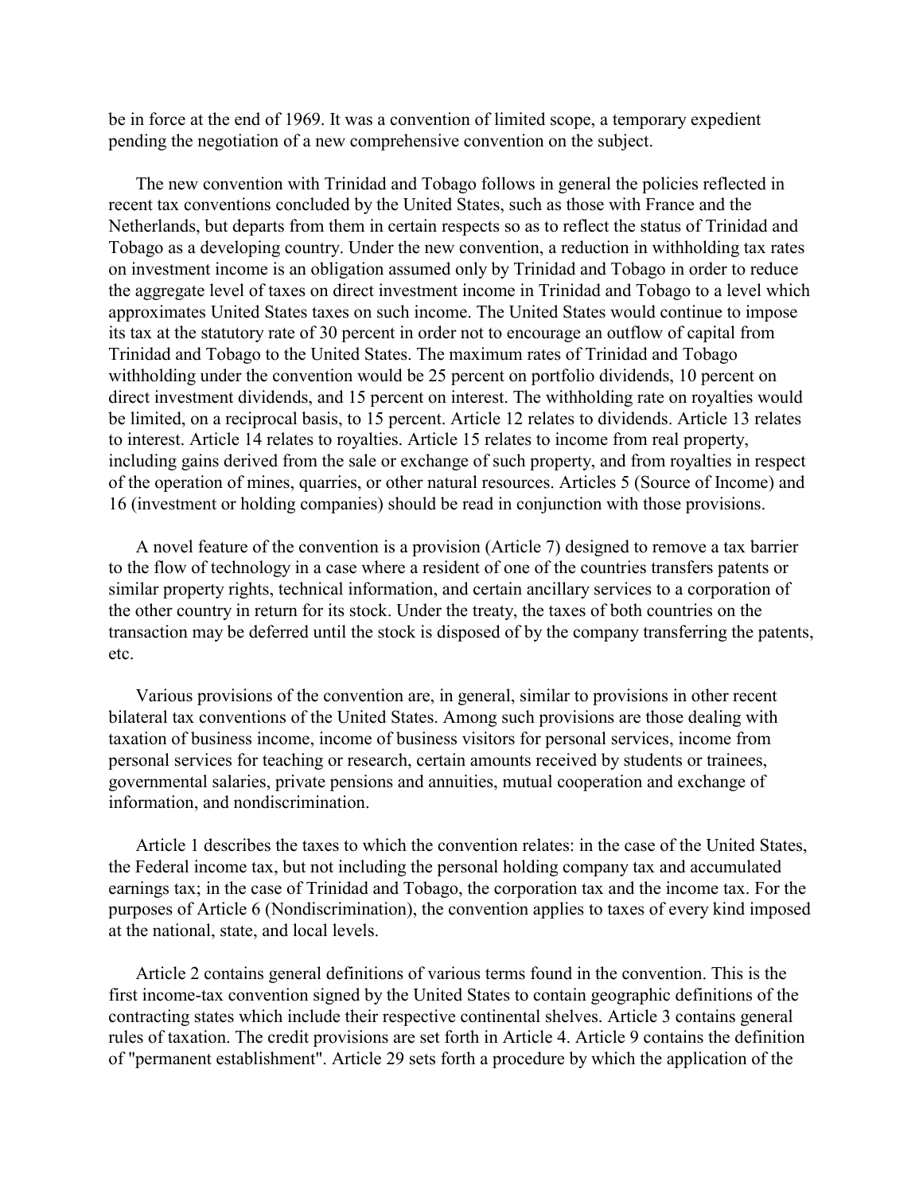be in force at the end of 1969. It was a convention of limited scope, a temporary expedient pending the negotiation of a new comprehensive convention on the subject.

The new convention with Trinidad and Tobago follows in general the policies reflected in recent tax conventions concluded by the United States, such as those with France and the Netherlands, but departs from them in certain respects so as to reflect the status of Trinidad and Tobago as a developing country. Under the new convention, a reduction in withholding tax rates on investment income is an obligation assumed only by Trinidad and Tobago in order to reduce the aggregate level of taxes on direct investment income in Trinidad and Tobago to a level which approximates United States taxes on such income. The United States would continue to impose its tax at the statutory rate of 30 percent in order not to encourage an outflow of capital from Trinidad and Tobago to the United States. The maximum rates of Trinidad and Tobago withholding under the convention would be 25 percent on portfolio dividends, 10 percent on direct investment dividends, and 15 percent on interest. The withholding rate on royalties would be limited, on a reciprocal basis, to 15 percent. Article 12 relates to dividends. Article 13 relates to interest. Article 14 relates to royalties. Article 15 relates to income from real property, including gains derived from the sale or exchange of such property, and from royalties in respect of the operation of mines, quarries, or other natural resources. Articles 5 (Source of Income) and 16 (investment or holding companies) should be read in conjunction with those provisions.

A novel feature of the convention is a provision (Article 7) designed to remove a tax barrier to the flow of technology in a case where a resident of one of the countries transfers patents or similar property rights, technical information, and certain ancillary services to a corporation of the other country in return for its stock. Under the treaty, the taxes of both countries on the transaction may be deferred until the stock is disposed of by the company transferring the patents, etc.

Various provisions of the convention are, in general, similar to provisions in other recent bilateral tax conventions of the United States. Among such provisions are those dealing with taxation of business income, income of business visitors for personal services, income from personal services for teaching or research, certain amounts received by students or trainees, governmental salaries, private pensions and annuities, mutual cooperation and exchange of information, and nondiscrimination.

Article 1 describes the taxes to which the convention relates: in the case of the United States, the Federal income tax, but not including the personal holding company tax and accumulated earnings tax; in the case of Trinidad and Tobago, the corporation tax and the income tax. For the purposes of Article 6 (Nondiscrimination), the convention applies to taxes of every kind imposed at the national, state, and local levels.

Article 2 contains general definitions of various terms found in the convention. This is the first income-tax convention signed by the United States to contain geographic definitions of the contracting states which include their respective continental shelves. Article 3 contains general rules of taxation. The credit provisions are set forth in Article 4. Article 9 contains the definition of "permanent establishment". Article 29 sets forth a procedure by which the application of the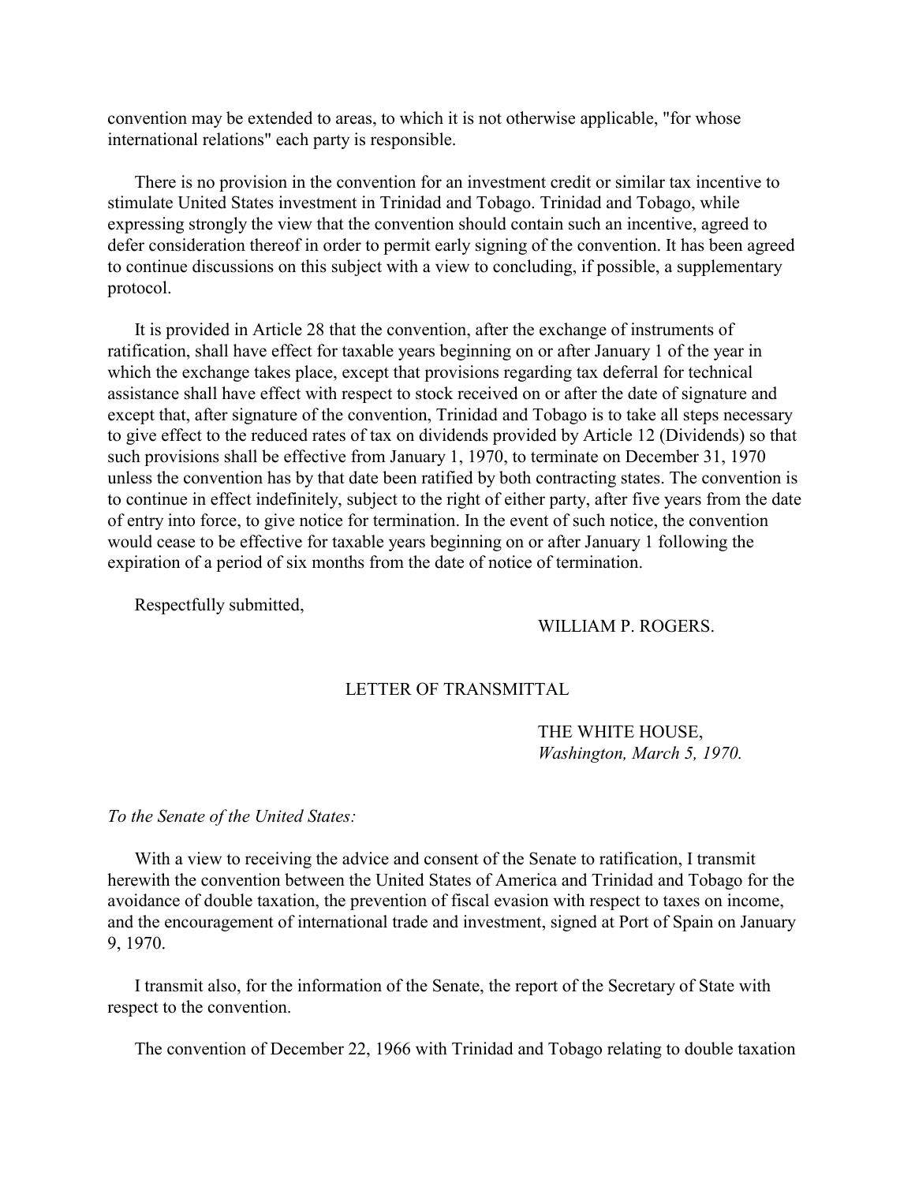convention may be extended to areas, to which it is not otherwise applicable, "for whose international relations" each party is responsible.

There is no provision in the convention for an investment credit or similar tax incentive to stimulate United States investment in Trinidad and Tobago. Trinidad and Tobago, while expressing strongly the view that the convention should contain such an incentive, agreed to defer consideration thereof in order to permit early signing of the convention. It has been agreed to continue discussions on this subject with a view to concluding, if possible, a supplementary protocol.

It is provided in Article 28 that the convention, after the exchange of instruments of ratification, shall have effect for taxable years beginning on or after January 1 of the year in which the exchange takes place, except that provisions regarding tax deferral for technical assistance shall have effect with respect to stock received on or after the date of signature and except that, after signature of the convention, Trinidad and Tobago is to take all steps necessary to give effect to the reduced rates of tax on dividends provided by Article 12 (Dividends) so that such provisions shall be effective from January 1, 1970, to terminate on December 31, 1970 unless the convention has by that date been ratified by both contracting states. The convention is to continue in effect indefinitely, subject to the right of either party, after five years from the date of entry into force, to give notice for termination. In the event of such notice, the convention would cease to be effective for taxable years beginning on or after January 1 following the expiration of a period of six months from the date of notice of termination.

Respectfully submitted,

WILLIAM P. ROGERS.

## LETTER OF TRANSMITTAL

THE WHITE HOUSE,
*Washington, March 5, 1970.*

*To the Senate of the United States:*

With a view to receiving the advice and consent of the Senate to ratification, I transmit herewith the convention between the United States of America and Trinidad and Tobago for the avoidance of double taxation, the prevention of fiscal evasion with respect to taxes on income, and the encouragement of international trade and investment, signed at Port of Spain on January 9, 1970.

I transmit also, for the information of the Senate, the report of the Secretary of State with respect to the convention.

The convention of December 22, 1966 with Trinidad and Tobago relating to double taxation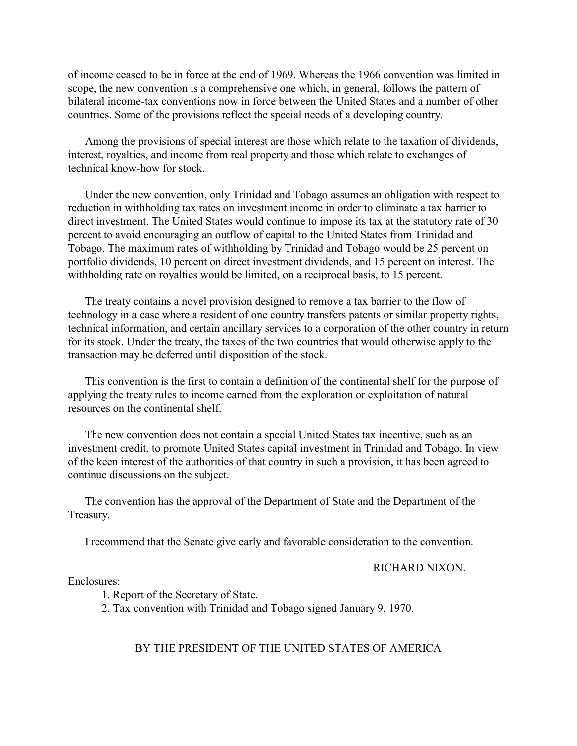of income ceased to be in force at the end of 1969. Whereas the 1966 convention was limited in scope, the new convention is a comprehensive one which, in general, follows the pattern of bilateral income-tax conventions now in force between the United States and a number of other countries. Some of the provisions reflect the special needs of a developing country.

Among the provisions of special interest are those which relate to the taxation of dividends, interest, royalties, and income from real property and those which relate to exchanges of technical know-how for stock.

Under the new convention, only Trinidad and Tobago assumes an obligation with respect to reduction in withholding tax rates on investment income in order to eliminate a tax barrier to direct investment. The United States would continue to impose its tax at the statutory rate of 30 percent to avoid encouraging an outflow of capital to the United States from Trinidad and Tobago. The maximum rates of withholding by Trinidad and Tobago would be 25 percent on portfolio dividends, 10 percent on direct investment dividends, and 15 percent on interest. The withholding rate on royalties would be limited, on a reciprocal basis, to 15 percent.

The treaty contains a novel provision designed to remove a tax barrier to the flow of technology in a case where a resident of one country transfers patents or similar property rights, technical information, and certain ancillary services to a corporation of the other country in return for its stock. Under the treaty, the taxes of the two countries that would otherwise apply to the transaction may be deferred until disposition of the stock.

This convention is the first to contain a definition of the continental shelf for the purpose of applying the treaty rules to income earned from the exploration or exploitation of natural resources on the continental shelf.

The new convention does not contain a special United States tax incentive, such as an investment credit, to promote United States capital investment in Trinidad and Tobago. In view of the keen interest of the authorities of that country in such a provision, it has been agreed to continue discussions on the subject.

The convention has the approval of the Department of State and the Department of the Treasury.

I recommend that the Senate give early and favorable consideration to the convention.

RICHARD NIXON.

Enclosures:

1. Report of the Secretary of State.
2. Tax convention with Trinidad and Tobago signed January 9, 1970.

BY THE PRESIDENT OF THE UNITED STATES OF AMERICA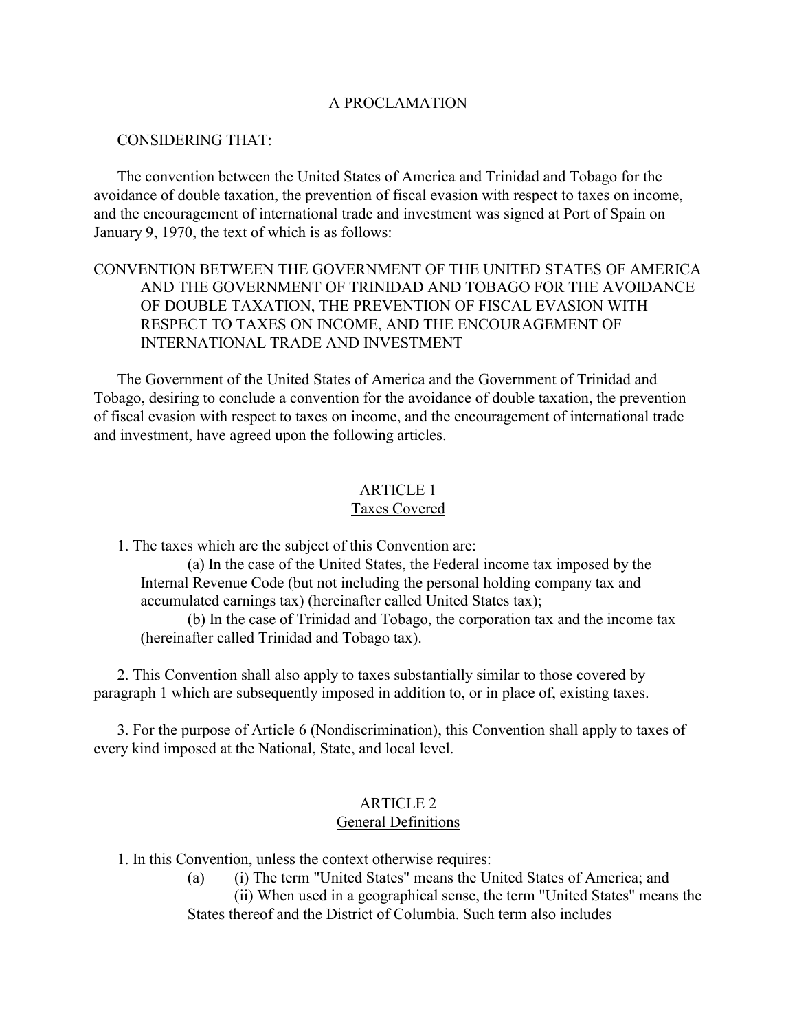A PROCLAMATION

CONSIDERING THAT:

The convention between the United States of America and Trinidad and Tobago for the avoidance of double taxation, the prevention of fiscal evasion with respect to taxes on income, and the encouragement of international trade and investment was signed at Port of Spain on January 9, 1970, the text of which is as follows:

CONVENTION BETWEEN THE GOVERNMENT OF THE UNITED STATES OF AMERICA AND THE GOVERNMENT OF TRINIDAD AND TOBAGO FOR THE AVOIDANCE OF DOUBLE TAXATION, THE PREVENTION OF FISCAL EVASION WITH RESPECT TO TAXES ON INCOME, AND THE ENCOURAGEMENT OF INTERNATIONAL TRADE AND INVESTMENT

The Government of the United States of America and the Government of Trinidad and Tobago, desiring to conclude a convention for the avoidance of double taxation, the prevention of fiscal evasion with respect to taxes on income, and the encouragement of international trade and investment, have agreed upon the following articles.

ARTICLE 1
Taxes Covered

1. The taxes which are the subject of this Convention are:

(a) In the case of the United States, the Federal income tax imposed by the Internal Revenue Code (but not including the personal holding company tax and accumulated earnings tax) (hereinafter called United States tax);

(b) In the case of Trinidad and Tobago, the corporation tax and the income tax (hereinafter called Trinidad and Tobago tax).

2. This Convention shall also apply to taxes substantially similar to those covered by paragraph 1 which are subsequently imposed in addition to, or in place of, existing taxes.

3. For the purpose of Article 6 (Nondiscrimination), this Convention shall apply to taxes of every kind imposed at the National, State, and local level.

ARTICLE 2
General Definitions

1. In this Convention, unless the context otherwise requires:

(a) (i) The term "United States" means the United States of America; and

(ii) When used in a geographical sense, the term "United States" means the States thereof and the District of Columbia. Such term also includes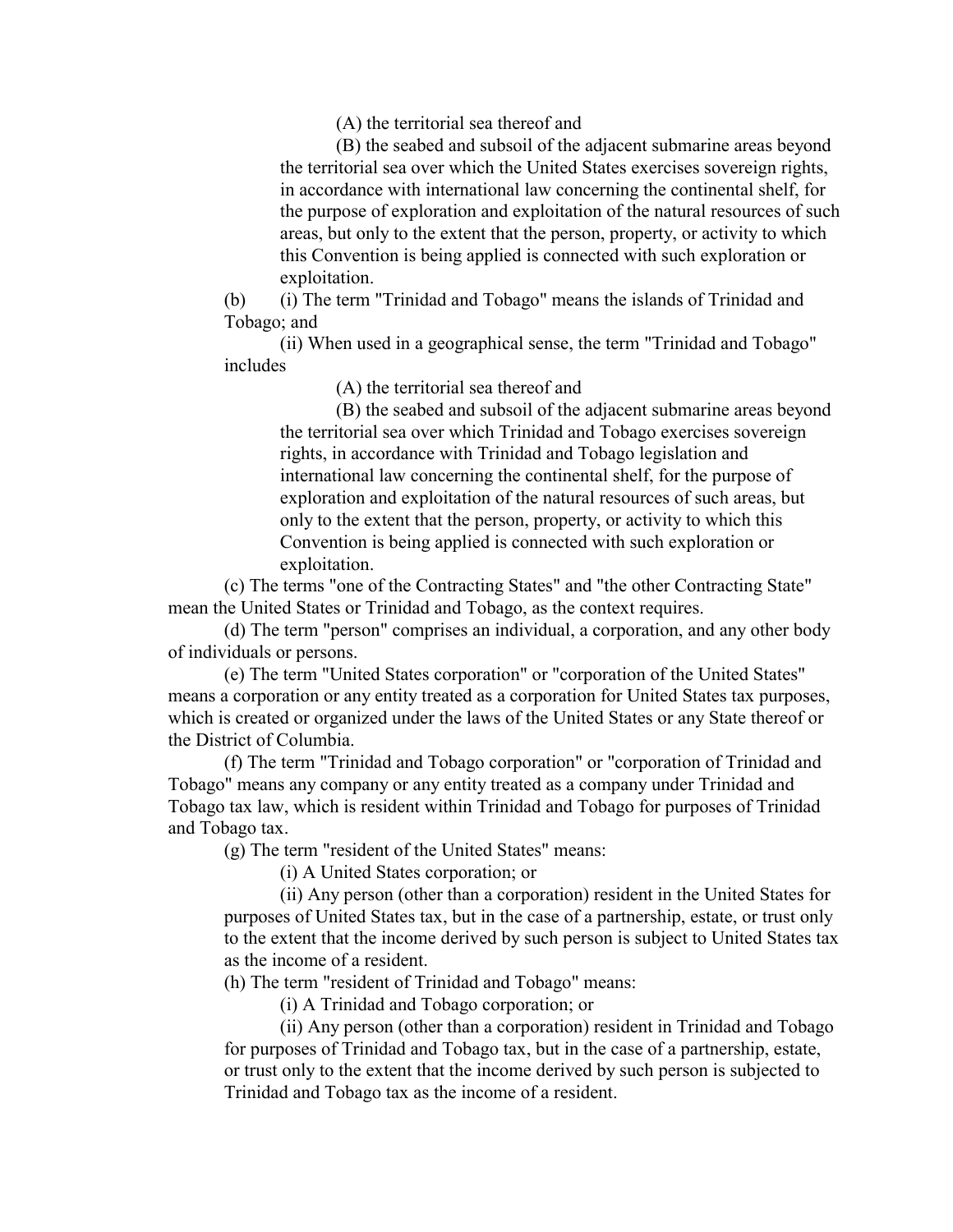(A) the territorial sea thereof and

(B) the seabed and subsoil of the adjacent submarine areas beyond the territorial sea over which the United States exercises sovereign rights, in accordance with international law concerning the continental shelf, for the purpose of exploration and exploitation of the natural resources of such areas, but only to the extent that the person, property, or activity to which this Convention is being applied is connected with such exploration or exploitation.

(b) (i) The term "Trinidad and Tobago" means the islands of Trinidad and Tobago; and

(ii) When used in a geographical sense, the term "Trinidad and Tobago" includes

(A) the territorial sea thereof and

(B) the seabed and subsoil of the adjacent submarine areas beyond the territorial sea over which Trinidad and Tobago exercises sovereign rights, in accordance with Trinidad and Tobago legislation and international law concerning the continental shelf, for the purpose of exploration and exploitation of the natural resources of such areas, but only to the extent that the person, property, or activity to which this Convention is being applied is connected with such exploration or exploitation.

(c) The terms "one of the Contracting States" and "the other Contracting State" mean the United States or Trinidad and Tobago, as the context requires.

(d) The term "person" comprises an individual, a corporation, and any other body of individuals or persons.

(e) The term "United States corporation" or "corporation of the United States" means a corporation or any entity treated as a corporation for United States tax purposes, which is created or organized under the laws of the United States or any State thereof or the District of Columbia.

(f) The term "Trinidad and Tobago corporation" or "corporation of Trinidad and Tobago" means any company or any entity treated as a company under Trinidad and Tobago tax law, which is resident within Trinidad and Tobago for purposes of Trinidad and Tobago tax.

(g) The term "resident of the United States" means:

(i) A United States corporation; or

(ii) Any person (other than a corporation) resident in the United States for purposes of United States tax, but in the case of a partnership, estate, or trust only to the extent that the income derived by such person is subject to United States tax as the income of a resident.

(h) The term "resident of Trinidad and Tobago" means:

(i) A Trinidad and Tobago corporation; or

(ii) Any person (other than a corporation) resident in Trinidad and Tobago for purposes of Trinidad and Tobago tax, but in the case of a partnership, estate, or trust only to the extent that the income derived by such person is subjected to Trinidad and Tobago tax as the income of a resident.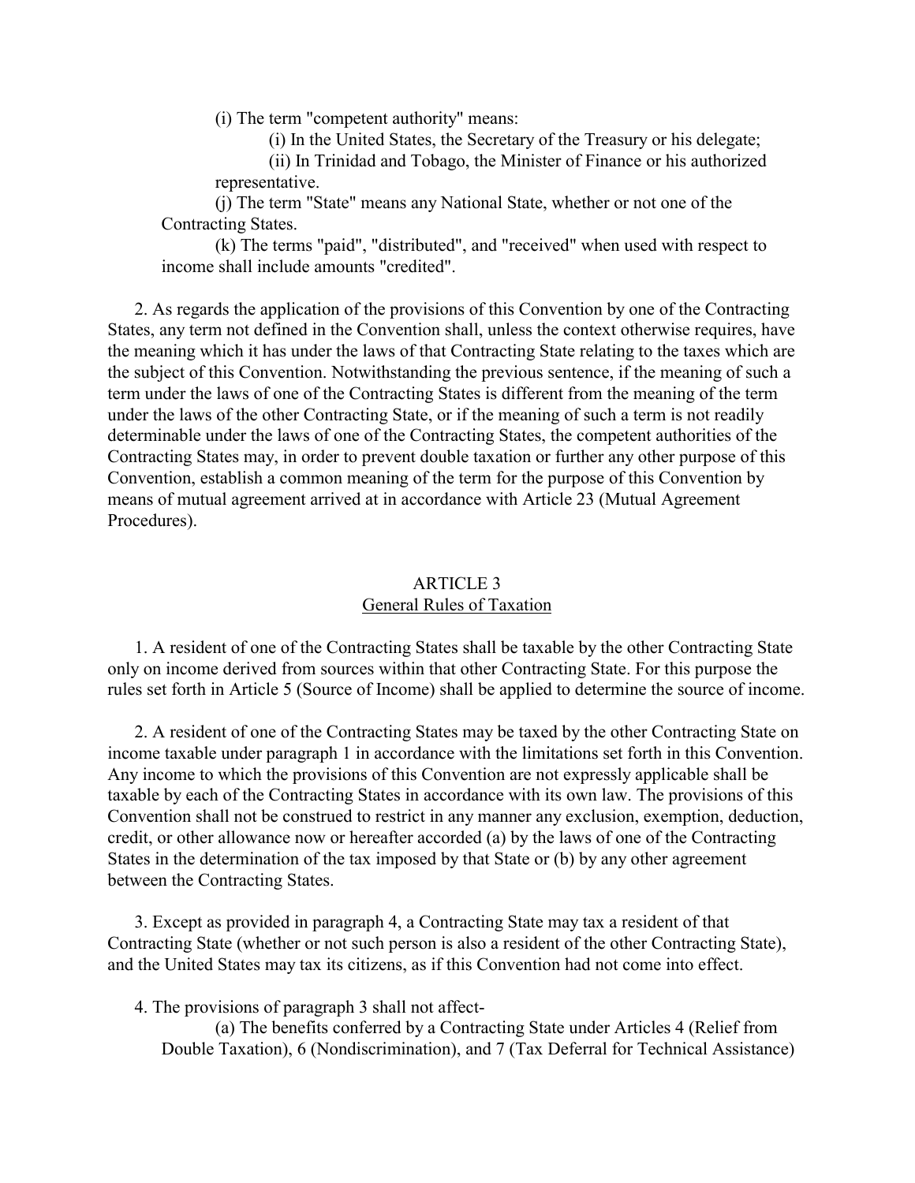(i) The term "competent authority" means:

(i) In the United States, the Secretary of the Treasury or his delegate;

(ii) In Trinidad and Tobago, the Minister of Finance or his authorized representative.

(j) The term "State" means any National State, whether or not one of the Contracting States.

(k) The terms "paid", "distributed", and "received" when used with respect to income shall include amounts "credited".

2. As regards the application of the provisions of this Convention by one of the Contracting States, any term not defined in the Convention shall, unless the context otherwise requires, have the meaning which it has under the laws of that Contracting State relating to the taxes which are the subject of this Convention. Notwithstanding the previous sentence, if the meaning of such a term under the laws of one of the Contracting States is different from the meaning of the term under the laws of the other Contracting State, or if the meaning of such a term is not readily determinable under the laws of one of the Contracting States, the competent authorities of the Contracting States may, in order to prevent double taxation or further any other purpose of this Convention, establish a common meaning of the term for the purpose of this Convention by means of mutual agreement arrived at in accordance with Article 23 (Mutual Agreement Procedures).

## ARTICLE 3
### General Rules of Taxation

1. A resident of one of the Contracting States shall be taxable by the other Contracting State only on income derived from sources within that other Contracting State. For this purpose the rules set forth in Article 5 (Source of Income) shall be applied to determine the source of income.

2. A resident of one of the Contracting States may be taxed by the other Contracting State on income taxable under paragraph 1 in accordance with the limitations set forth in this Convention. Any income to which the provisions of this Convention are not expressly applicable shall be taxable by each of the Contracting States in accordance with its own law. The provisions of this Convention shall not be construed to restrict in any manner any exclusion, exemption, deduction, credit, or other allowance now or hereafter accorded (a) by the laws of one of the Contracting States in the determination of the tax imposed by that State or (b) by any other agreement between the Contracting States.

3. Except as provided in paragraph 4, a Contracting State may tax a resident of that Contracting State (whether or not such person is also a resident of the other Contracting State), and the United States may tax its citizens, as if this Convention had not come into effect.

4. The provisions of paragraph 3 shall not affect-

(a) The benefits conferred by a Contracting State under Articles 4 (Relief from Double Taxation), 6 (Nondiscrimination), and 7 (Tax Deferral for Technical Assistance)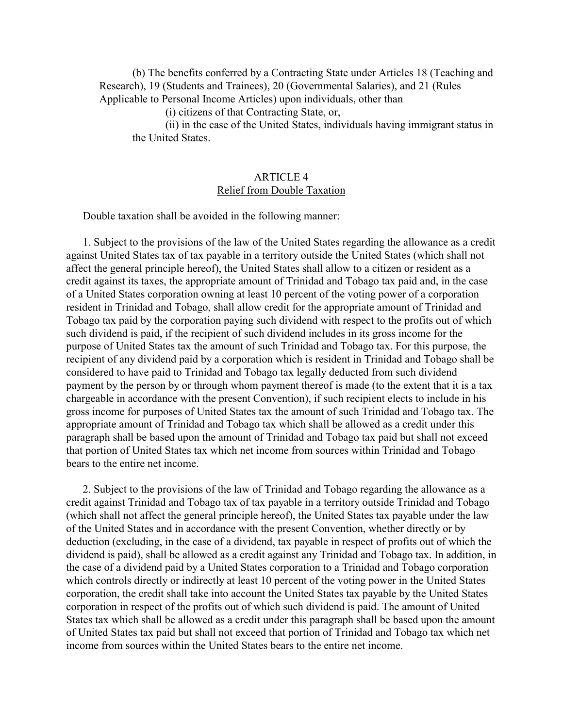(b) The benefits conferred by a Contracting State under Articles 18 (Teaching and Research), 19 (Students and Trainees), 20 (Governmental Salaries), and 21 (Rules Applicable to Personal Income Articles) upon individuals, other than

(i) citizens of that Contracting State, or,

(ii) in the case of the United States, individuals having immigrant status in the United States.

## ARTICLE 4
## Relief from Double Taxation

Double taxation shall be avoided in the following manner:

1. Subject to the provisions of the law of the United States regarding the allowance as a credit against United States tax of tax payable in a territory outside the United States (which shall not affect the general principle hereof), the United States shall allow to a citizen or resident as a credit against its taxes, the appropriate amount of Trinidad and Tobago tax paid and, in the case of a United States corporation owning at least 10 percent of the voting power of a corporation resident in Trinidad and Tobago, shall allow credit for the appropriate amount of Trinidad and Tobago tax paid by the corporation paying such dividend with respect to the profits out of which such dividend is paid, if the recipient of such dividend includes in its gross income for the purpose of United States tax the amount of such Trinidad and Tobago tax. For this purpose, the recipient of any dividend paid by a corporation which is resident in Trinidad and Tobago shall be considered to have paid to Trinidad and Tobago tax legally deducted from such dividend payment by the person by or through whom payment thereof is made (to the extent that it is a tax chargeable in accordance with the present Convention), if such recipient elects to include in his gross income for purposes of United States tax the amount of such Trinidad and Tobago tax. The appropriate amount of Trinidad and Tobago tax which shall be allowed as a credit under this paragraph shall be based upon the amount of Trinidad and Tobago tax paid but shall not exceed that portion of United States tax which net income from sources within Trinidad and Tobago bears to the entire net income.

2. Subject to the provisions of the law of Trinidad and Tobago regarding the allowance as a credit against Trinidad and Tobago tax of tax payable in a territory outside Trinidad and Tobago (which shall not affect the general principle hereof), the United States tax payable under the law of the United States and in accordance with the present Convention, whether directly or by deduction (excluding, in the case of a dividend, tax payable in respect of profits out of which the dividend is paid), shall be allowed as a credit against any Trinidad and Tobago tax. In addition, in the case of a dividend paid by a United States corporation to a Trinidad and Tobago corporation which controls directly or indirectly at least 10 percent of the voting power in the United States corporation, the credit shall take into account the United States tax payable by the United States corporation in respect of the profits out of which such dividend is paid. The amount of United States tax which shall be allowed as a credit under this paragraph shall be based upon the amount of United States tax paid but shall not exceed that portion of Trinidad and Tobago tax which net income from sources within the United States bears to the entire net income.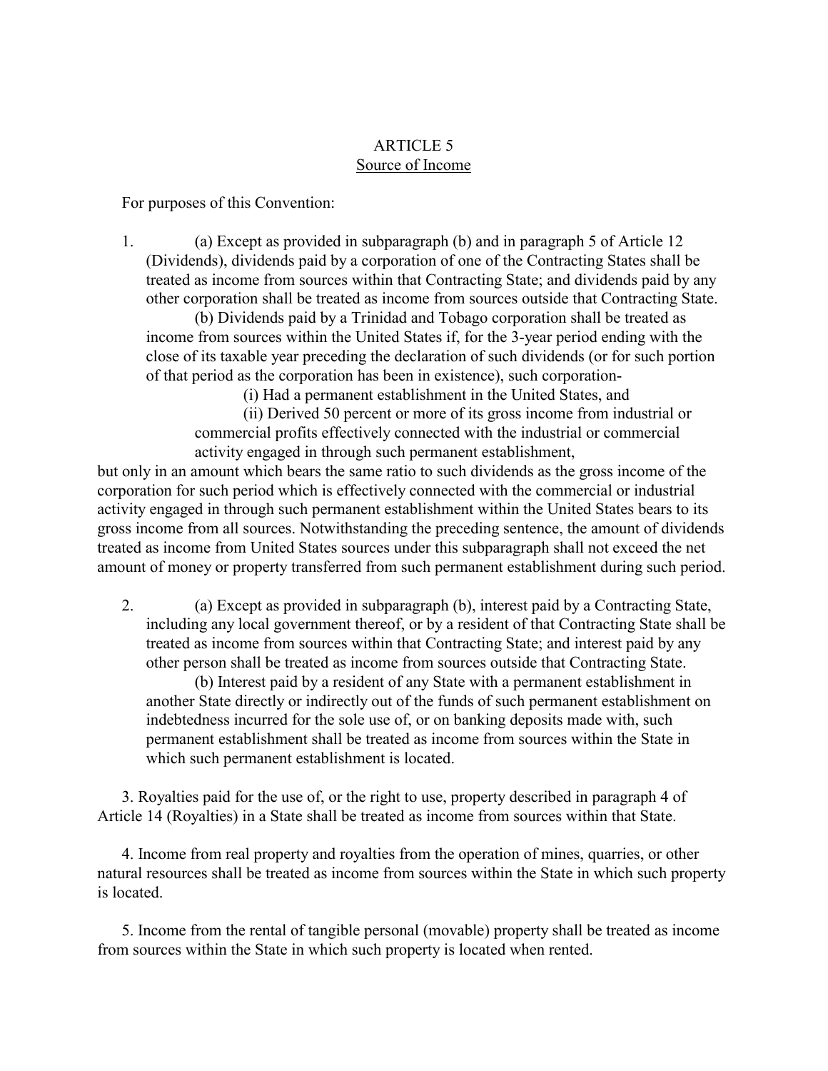## ARTICLE 5
### Source of Income

For purposes of this Convention:

1. (a) Except as provided in subparagraph (b) and in paragraph 5 of Article 12 (Dividends), dividends paid by a corporation of one of the Contracting States shall be treated as income from sources within that Contracting State; and dividends paid by any other corporation shall be treated as income from sources outside that Contracting State.

   (b) Dividends paid by a Trinidad and Tobago corporation shall be treated as income from sources within the United States if, for the 3-year period ending with the close of its taxable year preceding the declaration of such dividends (or for such portion of that period as the corporation has been in existence), such corporation-

   (i) Had a permanent establishment in the United States, and

   (ii) Derived 50 percent or more of its gross income from industrial or commercial profits effectively connected with the industrial or commercial activity engaged in through such permanent establishment,

but only in an amount which bears the same ratio to such dividends as the gross income of the corporation for such period which is effectively connected with the commercial or industrial activity engaged in through such permanent establishment within the United States bears to its gross income from all sources. Notwithstanding the preceding sentence, the amount of dividends treated as income from United States sources under this subparagraph shall not exceed the net amount of money or property transferred from such permanent establishment during such period.

2. (a) Except as provided in subparagraph (b), interest paid by a Contracting State, including any local government thereof, or by a resident of that Contracting State shall be treated as income from sources within that Contracting State; and interest paid by any other person shall be treated as income from sources outside that Contracting State.

   (b) Interest paid by a resident of any State with a permanent establishment in another State directly or indirectly out of the funds of such permanent establishment on indebtedness incurred for the sole use of, or on banking deposits made with, such permanent establishment shall be treated as income from sources within the State in which such permanent establishment is located.

3. Royalties paid for the use of, or the right to use, property described in paragraph 4 of Article 14 (Royalties) in a State shall be treated as income from sources within that State.

4. Income from real property and royalties from the operation of mines, quarries, or other natural resources shall be treated as income from sources within the State in which such property is located.

5. Income from the rental of tangible personal (movable) property shall be treated as income from sources within the State in which such property is located when rented.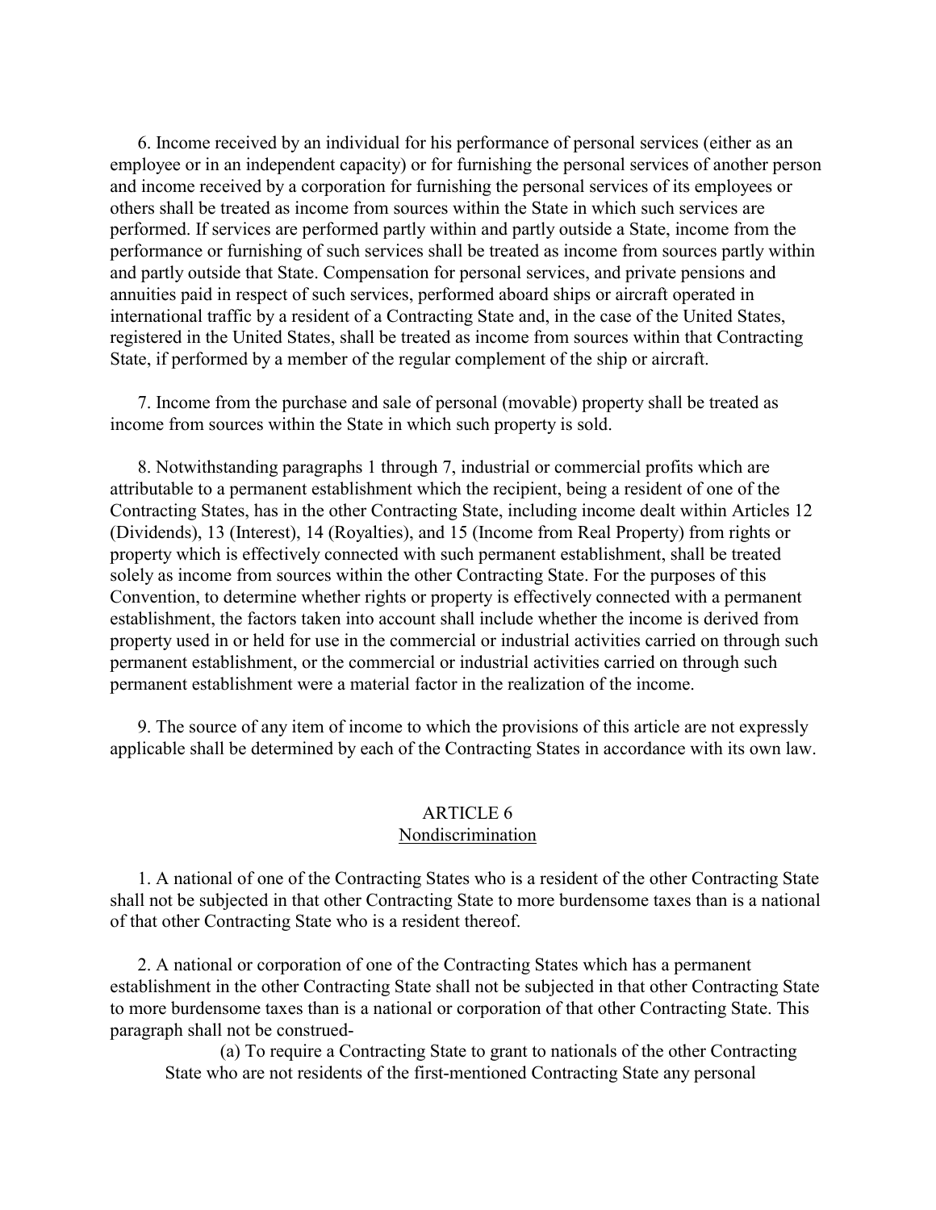6. Income received by an individual for his performance of personal services (either as an employee or in an independent capacity) or for furnishing the personal services of another person and income received by a corporation for furnishing the personal services of its employees or others shall be treated as income from sources within the State in which such services are performed. If services are performed partly within and partly outside a State, income from the performance or furnishing of such services shall be treated as income from sources partly within and partly outside that State. Compensation for personal services, and private pensions and annuities paid in respect of such services, performed aboard ships or aircraft operated in international traffic by a resident of a Contracting State and, in the case of the United States, registered in the United States, shall be treated as income from sources within that Contracting State, if performed by a member of the regular complement of the ship or aircraft.

7. Income from the purchase and sale of personal (movable) property shall be treated as income from sources within the State in which such property is sold.

8. Notwithstanding paragraphs 1 through 7, industrial or commercial profits which are attributable to a permanent establishment which the recipient, being a resident of one of the Contracting States, has in the other Contracting State, including income dealt within Articles 12 (Dividends), 13 (Interest), 14 (Royalties), and 15 (Income from Real Property) from rights or property which is effectively connected with such permanent establishment, shall be treated solely as income from sources within the other Contracting State. For the purposes of this Convention, to determine whether rights or property is effectively connected with a permanent establishment, the factors taken into account shall include whether the income is derived from property used in or held for use in the commercial or industrial activities carried on through such permanent establishment, or the commercial or industrial activities carried on through such permanent establishment were a material factor in the realization of the income.

9. The source of any item of income to which the provisions of this article are not expressly applicable shall be determined by each of the Contracting States in accordance with its own law.

## ARTICLE 6
## Nondiscrimination

1. A national of one of the Contracting States who is a resident of the other Contracting State shall not be subjected in that other Contracting State to more burdensome taxes than is a national of that other Contracting State who is a resident thereof.

2. A national or corporation of one of the Contracting States which has a permanent establishment in the other Contracting State shall not be subjected in that other Contracting State to more burdensome taxes than is a national or corporation of that other Contracting State. This paragraph shall not be construed-

(a) To require a Contracting State to grant to nationals of the other Contracting State who are not residents of the first-mentioned Contracting State any personal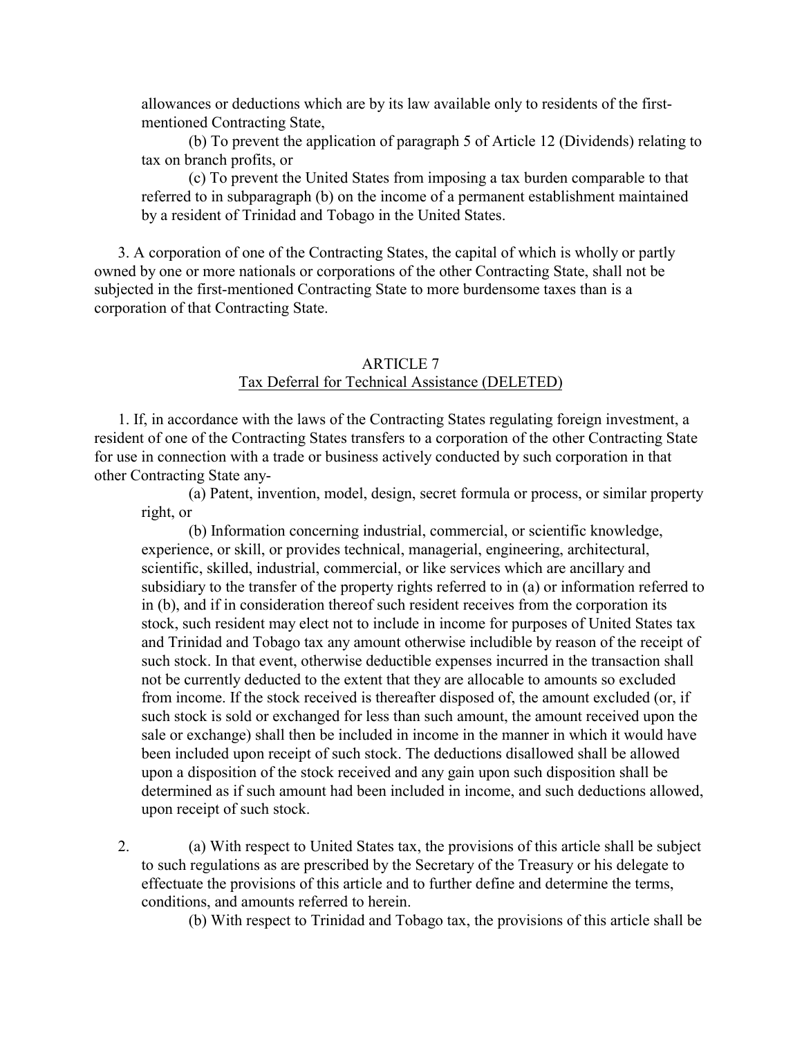allowances or deductions which are by its law available only to residents of the first-mentioned Contracting State,

(b) To prevent the application of paragraph 5 of Article 12 (Dividends) relating to tax on branch profits, or

(c) To prevent the United States from imposing a tax burden comparable to that referred to in subparagraph (b) on the income of a permanent establishment maintained by a resident of Trinidad and Tobago in the United States.

3. A corporation of one of the Contracting States, the capital of which is wholly or partly owned by one or more nationals or corporations of the other Contracting State, shall not be subjected in the first-mentioned Contracting State to more burdensome taxes than is a corporation of that Contracting State.

## ARTICLE 7
## Tax Deferral for Technical Assistance (DELETED)

1. If, in accordance with the laws of the Contracting States regulating foreign investment, a resident of one of the Contracting States transfers to a corporation of the other Contracting State for use in connection with a trade or business actively conducted by such corporation in that other Contracting State any-

(a) Patent, invention, model, design, secret formula or process, or similar property right, or

(b) Information concerning industrial, commercial, or scientific knowledge, experience, or skill, or provides technical, managerial, engineering, architectural, scientific, skilled, industrial, commercial, or like services which are ancillary and subsidiary to the transfer of the property rights referred to in (a) or information referred to in (b), and if in consideration thereof such resident receives from the corporation its stock, such resident may elect not to include in income for purposes of United States tax and Trinidad and Tobago tax any amount otherwise includible by reason of the receipt of such stock. In that event, otherwise deductible expenses incurred in the transaction shall not be currently deducted to the extent that they are allocable to amounts so excluded from income. If the stock received is thereafter disposed of, the amount excluded (or, if such stock is sold or exchanged for less than such amount, the amount received upon the sale or exchange) shall then be included in income in the manner in which it would have been included upon receipt of such stock. The deductions disallowed shall be allowed upon a disposition of the stock received and any gain upon such disposition shall be determined as if such amount had been included in income, and such deductions allowed, upon receipt of such stock.

2. (a) With respect to United States tax, the provisions of this article shall be subject to such regulations as are prescribed by the Secretary of the Treasury or his delegate to effectuate the provisions of this article and to further define and determine the terms, conditions, and amounts referred to herein.

(b) With respect to Trinidad and Tobago tax, the provisions of this article shall be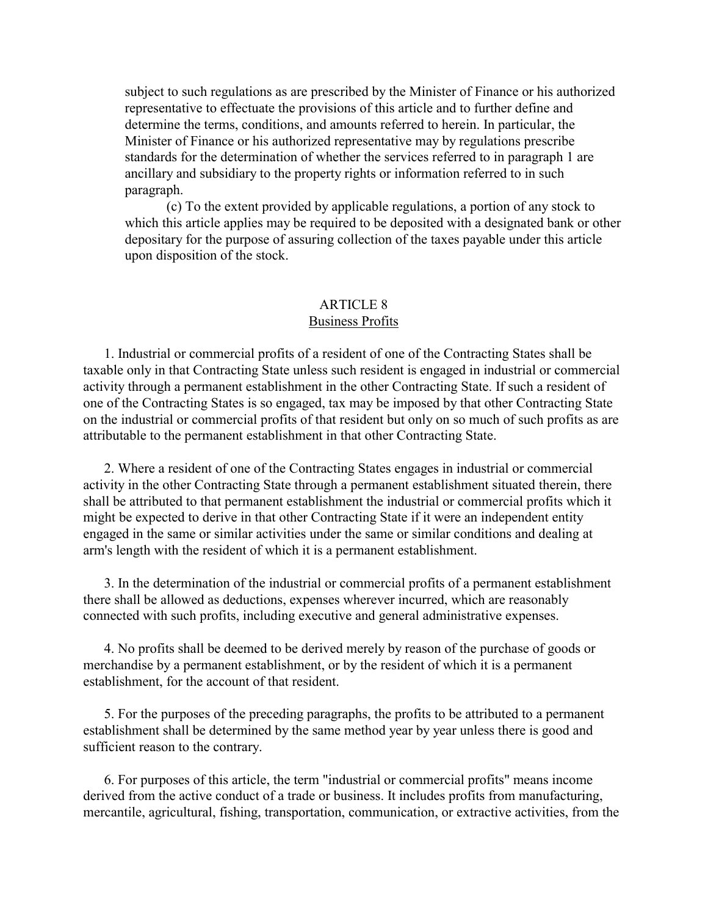subject to such regulations as are prescribed by the Minister of Finance or his authorized representative to effectuate the provisions of this article and to further define and determine the terms, conditions, and amounts referred to herein. In particular, the Minister of Finance or his authorized representative may by regulations prescribe standards for the determination of whether the services referred to in paragraph 1 are ancillary and subsidiary to the property rights or information referred to in such paragraph.

(c) To the extent provided by applicable regulations, a portion of any stock to which this article applies may be required to be deposited with a designated bank or other depositary for the purpose of assuring collection of the taxes payable under this article upon disposition of the stock.

## ARTICLE 8
### Business Profits

1. Industrial or commercial profits of a resident of one of the Contracting States shall be taxable only in that Contracting State unless such resident is engaged in industrial or commercial activity through a permanent establishment in the other Contracting State. If such a resident of one of the Contracting States is so engaged, tax may be imposed by that other Contracting State on the industrial or commercial profits of that resident but only on so much of such profits as are attributable to the permanent establishment in that other Contracting State.

2. Where a resident of one of the Contracting States engages in industrial or commercial activity in the other Contracting State through a permanent establishment situated therein, there shall be attributed to that permanent establishment the industrial or commercial profits which it might be expected to derive in that other Contracting State if it were an independent entity engaged in the same or similar activities under the same or similar conditions and dealing at arm's length with the resident of which it is a permanent establishment.

3. In the determination of the industrial or commercial profits of a permanent establishment there shall be allowed as deductions, expenses wherever incurred, which are reasonably connected with such profits, including executive and general administrative expenses.

4. No profits shall be deemed to be derived merely by reason of the purchase of goods or merchandise by a permanent establishment, or by the resident of which it is a permanent establishment, for the account of that resident.

5. For the purposes of the preceding paragraphs, the profits to be attributed to a permanent establishment shall be determined by the same method year by year unless there is good and sufficient reason to the contrary.

6. For purposes of this article, the term "industrial or commercial profits" means income derived from the active conduct of a trade or business. It includes profits from manufacturing, mercantile, agricultural, fishing, transportation, communication, or extractive activities, from the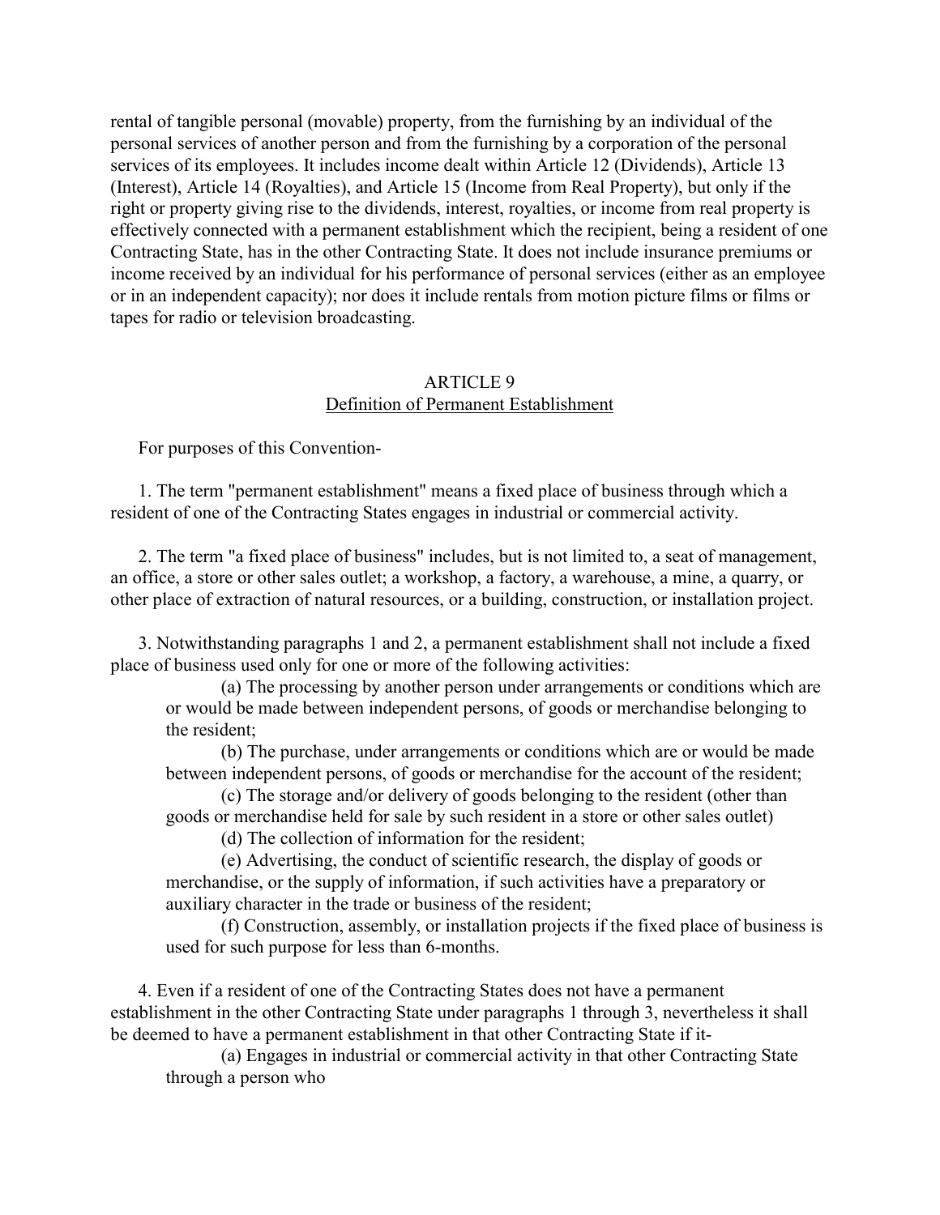rental of tangible personal (movable) property, from the furnishing by an individual of the personal services of another person and from the furnishing by a corporation of the personal services of its employees. It includes income dealt within Article 12 (Dividends), Article 13 (Interest), Article 14 (Royalties), and Article 15 (Income from Real Property), but only if the right or property giving rise to the dividends, interest, royalties, or income from real property is effectively connected with a permanent establishment which the recipient, being a resident of one Contracting State, has in the other Contracting State. It does not include insurance premiums or income received by an individual for his performance of personal services (either as an employee or in an independent capacity); nor does it include rentals from motion picture films or films or tapes for radio or television broadcasting.

## ARTICLE 9
## Definition of Permanent Establishment

For purposes of this Convention-

1. The term "permanent establishment" means a fixed place of business through which a resident of one of the Contracting States engages in industrial or commercial activity.

2. The term "a fixed place of business" includes, but is not limited to, a seat of management, an office, a store or other sales outlet; a workshop, a factory, a warehouse, a mine, a quarry, or other place of extraction of natural resources, or a building, construction, or installation project.

3. Notwithstanding paragraphs 1 and 2, a permanent establishment shall not include a fixed place of business used only for one or more of the following activities:

(a) The processing by another person under arrangements or conditions which are or would be made between independent persons, of goods or merchandise belonging to the resident;

(b) The purchase, under arrangements or conditions which are or would be made between independent persons, of goods or merchandise for the account of the resident;

(c) The storage and/or delivery of goods belonging to the resident (other than goods or merchandise held for sale by such resident in a store or other sales outlet)

(d) The collection of information for the resident;

(e) Advertising, the conduct of scientific research, the display of goods or merchandise, or the supply of information, if such activities have a preparatory or auxiliary character in the trade or business of the resident;

(f) Construction, assembly, or installation projects if the fixed place of business is used for such purpose for less than 6-months.

4. Even if a resident of one of the Contracting States does not have a permanent establishment in the other Contracting State under paragraphs 1 through 3, nevertheless it shall be deemed to have a permanent establishment in that other Contracting State if it-

(a) Engages in industrial or commercial activity in that other Contracting State through a person who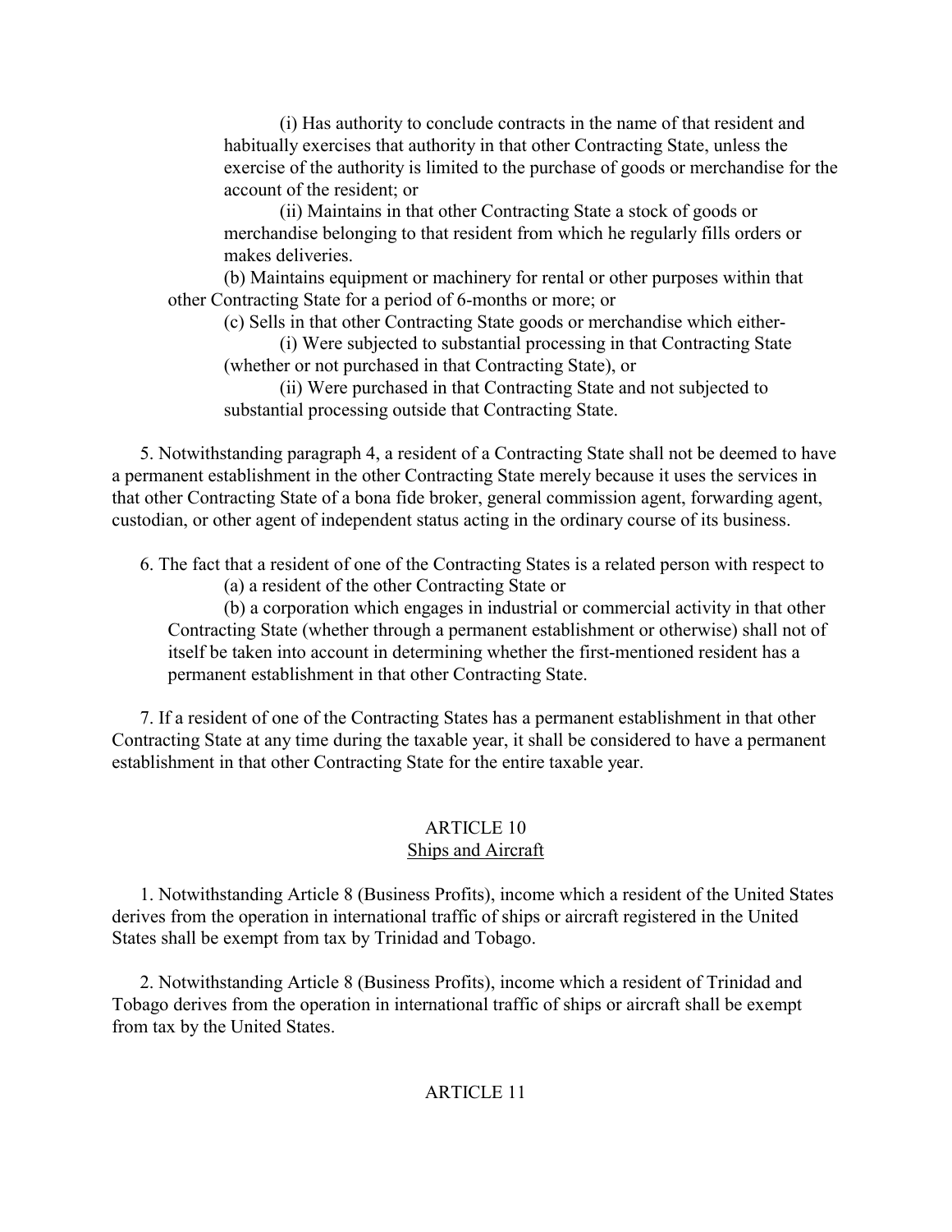(i) Has authority to conclude contracts in the name of that resident and habitually exercises that authority in that other Contracting State, unless the exercise of the authority is limited to the purchase of goods or merchandise for the account of the resident; or

(ii) Maintains in that other Contracting State a stock of goods or merchandise belonging to that resident from which he regularly fills orders or makes deliveries.

(b) Maintains equipment or machinery for rental or other purposes within that other Contracting State for a period of 6-months or more; or

(c) Sells in that other Contracting State goods or merchandise which either-

(i) Were subjected to substantial processing in that Contracting State (whether or not purchased in that Contracting State), or

(ii) Were purchased in that Contracting State and not subjected to substantial processing outside that Contracting State.

5. Notwithstanding paragraph 4, a resident of a Contracting State shall not be deemed to have a permanent establishment in the other Contracting State merely because it uses the services in that other Contracting State of a bona fide broker, general commission agent, forwarding agent, custodian, or other agent of independent status acting in the ordinary course of its business.

6. The fact that a resident of one of the Contracting States is a related person with respect to

(a) a resident of the other Contracting State or

(b) a corporation which engages in industrial or commercial activity in that other Contracting State (whether through a permanent establishment or otherwise) shall not of itself be taken into account in determining whether the first-mentioned resident has a permanent establishment in that other Contracting State.

7. If a resident of one of the Contracting States has a permanent establishment in that other Contracting State at any time during the taxable year, it shall be considered to have a permanent establishment in that other Contracting State for the entire taxable year.

## ARTICLE 10
## Ships and Aircraft

1. Notwithstanding Article 8 (Business Profits), income which a resident of the United States derives from the operation in international traffic of ships or aircraft registered in the United States shall be exempt from tax by Trinidad and Tobago.

2. Notwithstanding Article 8 (Business Profits), income which a resident of Trinidad and Tobago derives from the operation in international traffic of ships or aircraft shall be exempt from tax by the United States.

## ARTICLE 11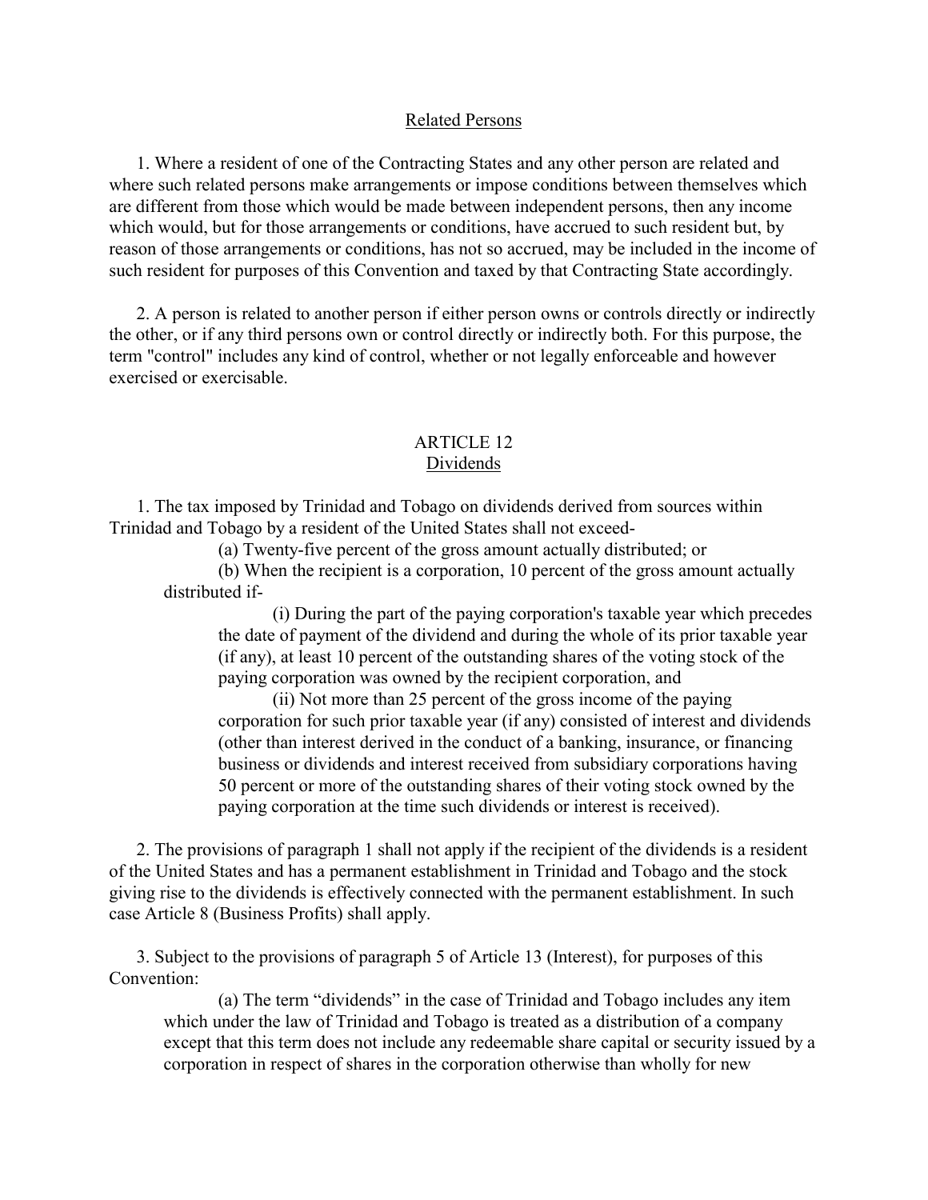## Related Persons

1. Where a resident of one of the Contracting States and any other person are related and where such related persons make arrangements or impose conditions between themselves which are different from those which would be made between independent persons, then any income which would, but for those arrangements or conditions, have accrued to such resident but, by reason of those arrangements or conditions, has not so accrued, may be included in the income of such resident for purposes of this Convention and taxed by that Contracting State accordingly.

2. A person is related to another person if either person owns or controls directly or indirectly the other, or if any third persons own or control directly or indirectly both. For this purpose, the term "control" includes any kind of control, whether or not legally enforceable and however exercised or exercisable.

## ARTICLE 12
## Dividends

1. The tax imposed by Trinidad and Tobago on dividends derived from sources within Trinidad and Tobago by a resident of the United States shall not exceed-

(a) Twenty-five percent of the gross amount actually distributed; or

(b) When the recipient is a corporation, 10 percent of the gross amount actually distributed if-

(i) During the part of the paying corporation's taxable year which precedes the date of payment of the dividend and during the whole of its prior taxable year (if any), at least 10 percent of the outstanding shares of the voting stock of the paying corporation was owned by the recipient corporation, and

(ii) Not more than 25 percent of the gross income of the paying corporation for such prior taxable year (if any) consisted of interest and dividends (other than interest derived in the conduct of a banking, insurance, or financing business or dividends and interest received from subsidiary corporations having 50 percent or more of the outstanding shares of their voting stock owned by the paying corporation at the time such dividends or interest is received).

2. The provisions of paragraph 1 shall not apply if the recipient of the dividends is a resident of the United States and has a permanent establishment in Trinidad and Tobago and the stock giving rise to the dividends is effectively connected with the permanent establishment. In such case Article 8 (Business Profits) shall apply.

3. Subject to the provisions of paragraph 5 of Article 13 (Interest), for purposes of this Convention:

(a) The term "dividends" in the case of Trinidad and Tobago includes any item which under the law of Trinidad and Tobago is treated as a distribution of a company except that this term does not include any redeemable share capital or security issued by a corporation in respect of shares in the corporation otherwise than wholly for new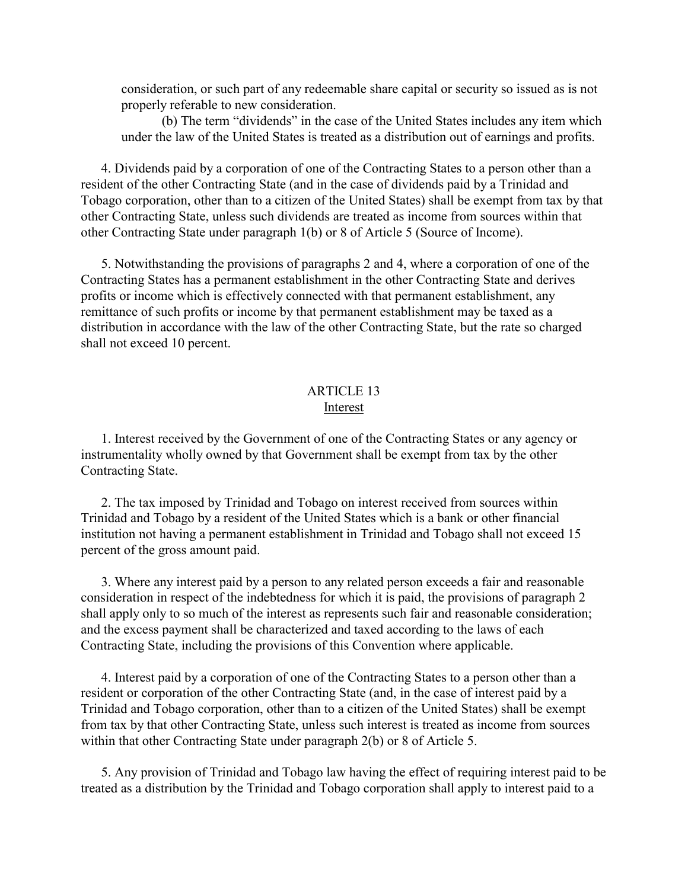consideration, or such part of any redeemable share capital or security so issued as is not properly referable to new consideration.

(b) The term “dividends” in the case of the United States includes any item which under the law of the United States is treated as a distribution out of earnings and profits.

4. Dividends paid by a corporation of one of the Contracting States to a person other than a resident of the other Contracting State (and in the case of dividends paid by a Trinidad and Tobago corporation, other than to a citizen of the United States) shall be exempt from tax by that other Contracting State, unless such dividends are treated as income from sources within that other Contracting State under paragraph 1(b) or 8 of Article 5 (Source of Income).

5. Notwithstanding the provisions of paragraphs 2 and 4, where a corporation of one of the Contracting States has a permanent establishment in the other Contracting State and derives profits or income which is effectively connected with that permanent establishment, any remittance of such profits or income by that permanent establishment may be taxed as a distribution in accordance with the law of the other Contracting State, but the rate so charged shall not exceed 10 percent.

## ARTICLE 13
## Interest

1. Interest received by the Government of one of the Contracting States or any agency or instrumentality wholly owned by that Government shall be exempt from tax by the other Contracting State.

2. The tax imposed by Trinidad and Tobago on interest received from sources within Trinidad and Tobago by a resident of the United States which is a bank or other financial institution not having a permanent establishment in Trinidad and Tobago shall not exceed 15 percent of the gross amount paid.

3. Where any interest paid by a person to any related person exceeds a fair and reasonable consideration in respect of the indebtedness for which it is paid, the provisions of paragraph 2 shall apply only to so much of the interest as represents such fair and reasonable consideration; and the excess payment shall be characterized and taxed according to the laws of each Contracting State, including the provisions of this Convention where applicable.

4. Interest paid by a corporation of one of the Contracting States to a person other than a resident or corporation of the other Contracting State (and, in the case of interest paid by a Trinidad and Tobago corporation, other than to a citizen of the United States) shall be exempt from tax by that other Contracting State, unless such interest is treated as income from sources within that other Contracting State under paragraph 2(b) or 8 of Article 5.

5. Any provision of Trinidad and Tobago law having the effect of requiring interest paid to be treated as a distribution by the Trinidad and Tobago corporation shall apply to interest paid to a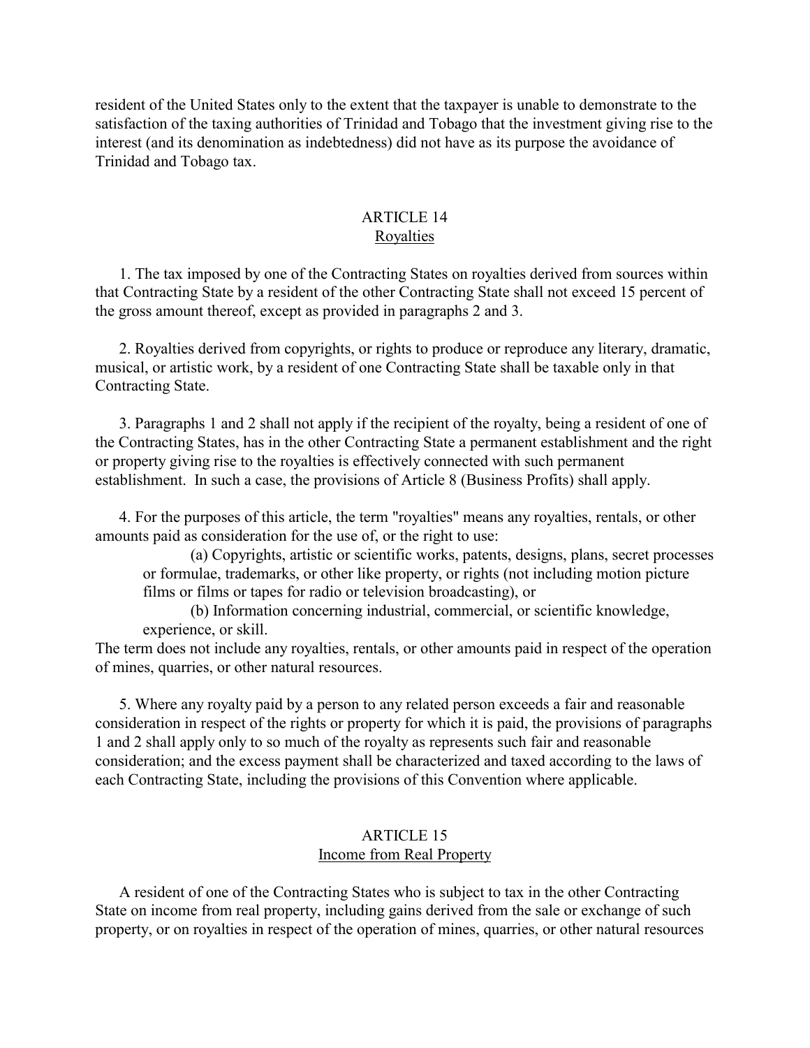resident of the United States only to the extent that the taxpayer is unable to demonstrate to the satisfaction of the taxing authorities of Trinidad and Tobago that the investment giving rise to the interest (and its denomination as indebtedness) did not have as its purpose the avoidance of Trinidad and Tobago tax.

## ARTICLE 14
## Royalties

1. The tax imposed by one of the Contracting States on royalties derived from sources within that Contracting State by a resident of the other Contracting State shall not exceed 15 percent of the gross amount thereof, except as provided in paragraphs 2 and 3.

2. Royalties derived from copyrights, or rights to produce or reproduce any literary, dramatic, musical, or artistic work, by a resident of one Contracting State shall be taxable only in that Contracting State.

3. Paragraphs 1 and 2 shall not apply if the recipient of the royalty, being a resident of one of the Contracting States, has in the other Contracting State a permanent establishment and the right or property giving rise to the royalties is effectively connected with such permanent establishment. In such a case, the provisions of Article 8 (Business Profits) shall apply.

4. For the purposes of this article, the term "royalties" means any royalties, rentals, or other amounts paid as consideration for the use of, or the right to use:

(a) Copyrights, artistic or scientific works, patents, designs, plans, secret processes or formulae, trademarks, or other like property, or rights (not including motion picture films or films or tapes for radio or television broadcasting), or

(b) Information concerning industrial, commercial, or scientific knowledge, experience, or skill.

The term does not include any royalties, rentals, or other amounts paid in respect of the operation of mines, quarries, or other natural resources.

5. Where any royalty paid by a person to any related person exceeds a fair and reasonable consideration in respect of the rights or property for which it is paid, the provisions of paragraphs 1 and 2 shall apply only to so much of the royalty as represents such fair and reasonable consideration; and the excess payment shall be characterized and taxed according to the laws of each Contracting State, including the provisions of this Convention where applicable.

## ARTICLE 15
## Income from Real Property

A resident of one of the Contracting States who is subject to tax in the other Contracting State on income from real property, including gains derived from the sale or exchange of such property, or on royalties in respect of the operation of mines, quarries, or other natural resources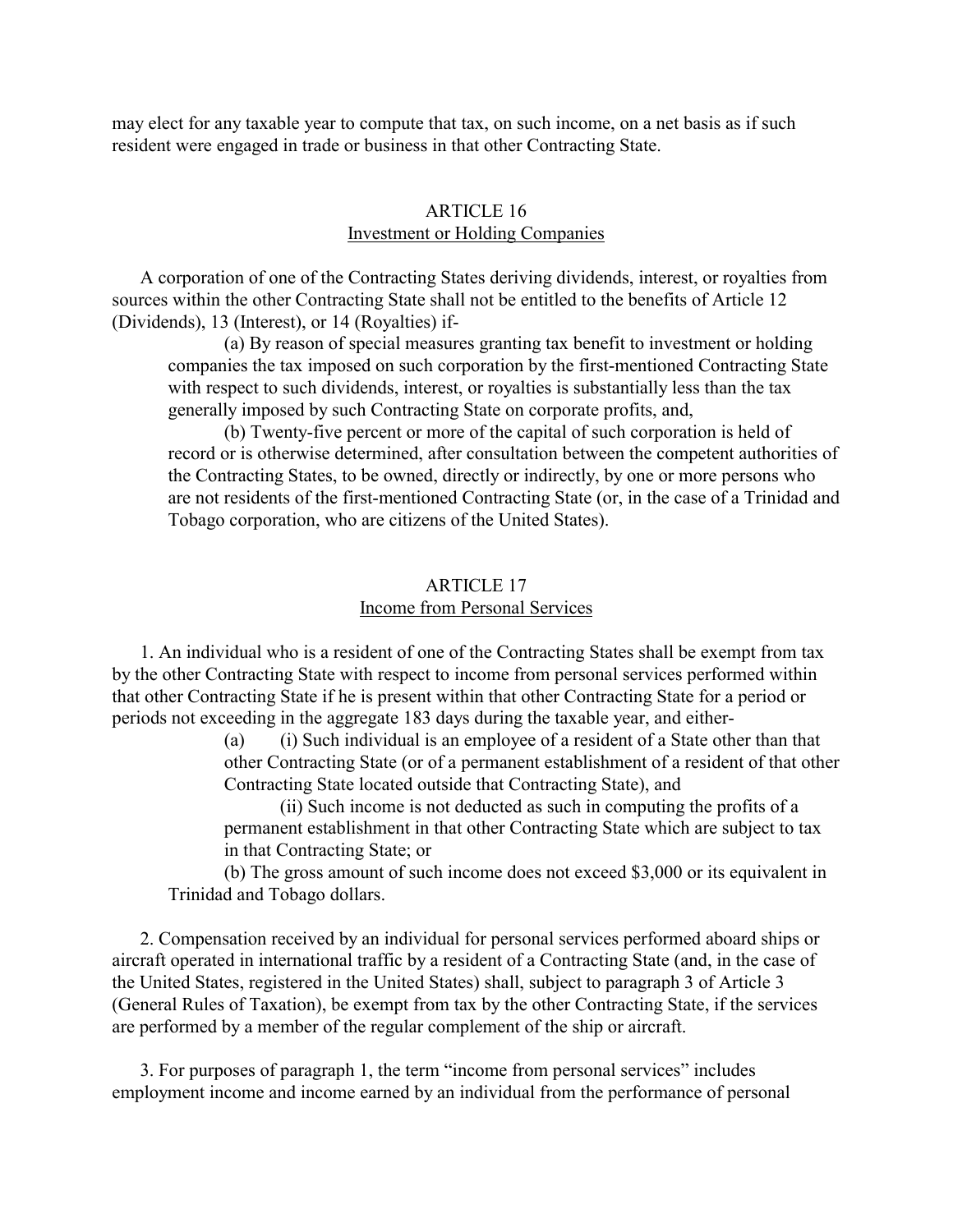may elect for any taxable year to compute that tax, on such income, on a net basis as if such resident were engaged in trade or business in that other Contracting State.

## ARTICLE 16
## Investment or Holding Companies

A corporation of one of the Contracting States deriving dividends, interest, or royalties from sources within the other Contracting State shall not be entitled to the benefits of Article 12 (Dividends), 13 (Interest), or 14 (Royalties) if-

(a) By reason of special measures granting tax benefit to investment or holding companies the tax imposed on such corporation by the first-mentioned Contracting State with respect to such dividends, interest, or royalties is substantially less than the tax generally imposed by such Contracting State on corporate profits, and,

(b) Twenty-five percent or more of the capital of such corporation is held of record or is otherwise determined, after consultation between the competent authorities of the Contracting States, to be owned, directly or indirectly, by one or more persons who are not residents of the first-mentioned Contracting State (or, in the case of a Trinidad and Tobago corporation, who are citizens of the United States).

## ARTICLE 17
## Income from Personal Services

1. An individual who is a resident of one of the Contracting States shall be exempt from tax by the other Contracting State with respect to income from personal services performed within that other Contracting State if he is present within that other Contracting State for a period or periods not exceeding in the aggregate 183 days during the taxable year, and either-

(a) (i) Such individual is an employee of a resident of a State other than that other Contracting State (or of a permanent establishment of a resident of that other Contracting State located outside that Contracting State), and

(ii) Such income is not deducted as such in computing the profits of a permanent establishment in that other Contracting State which are subject to tax in that Contracting State; or

(b) The gross amount of such income does not exceed $3,000 or its equivalent in Trinidad and Tobago dollars.

2. Compensation received by an individual for personal services performed aboard ships or aircraft operated in international traffic by a resident of a Contracting State (and, in the case of the United States, registered in the United States) shall, subject to paragraph 3 of Article 3 (General Rules of Taxation), be exempt from tax by the other Contracting State, if the services are performed by a member of the regular complement of the ship or aircraft.

3. For purposes of paragraph 1, the term "income from personal services" includes employment income and income earned by an individual from the performance of personal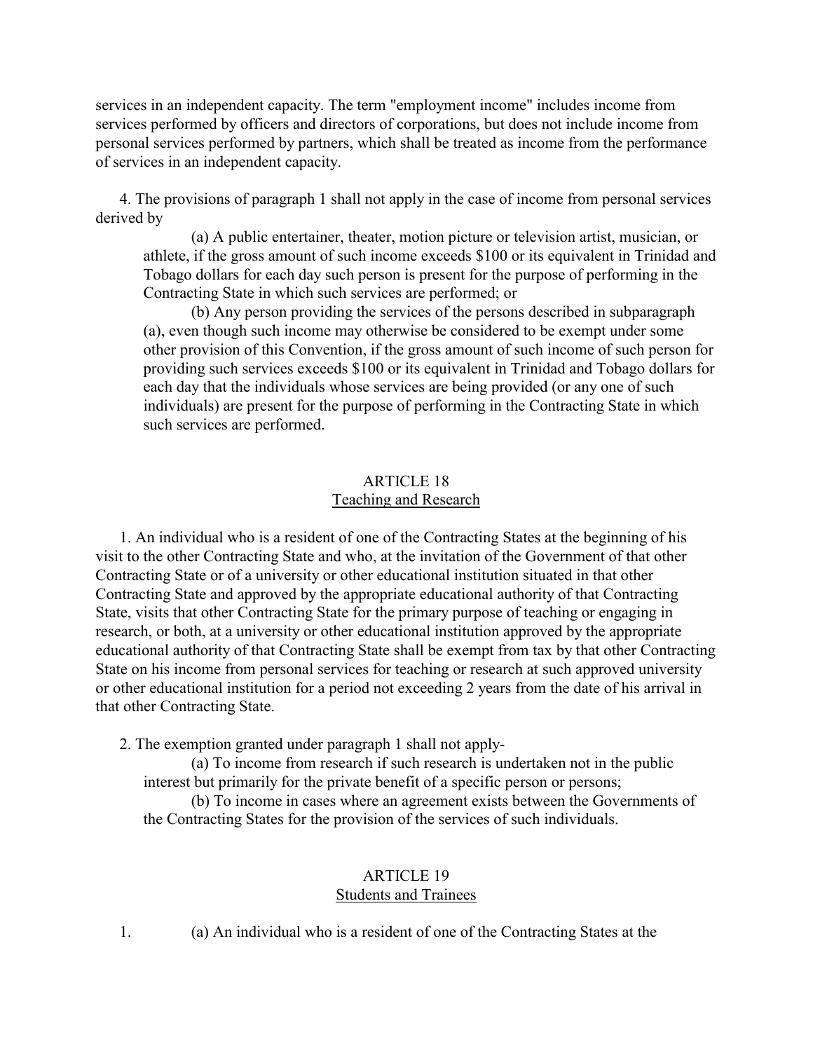services in an independent capacity. The term "employment income" includes income from services performed by officers and directors of corporations, but does not include income from personal services performed by partners, which shall be treated as income from the performance of services in an independent capacity.

4. The provisions of paragraph 1 shall not apply in the case of income from personal services derived by

(a) A public entertainer, theater, motion picture or television artist, musician, or athlete, if the gross amount of such income exceeds $100 or its equivalent in Trinidad and Tobago dollars for each day such person is present for the purpose of performing in the Contracting State in which such services are performed; or

(b) Any person providing the services of the persons described in subparagraph (a), even though such income may otherwise be considered to be exempt under some other provision of this Convention, if the gross amount of such income of such person for providing such services exceeds $100 or its equivalent in Trinidad and Tobago dollars for each day that the individuals whose services are being provided (or any one of such individuals) are present for the purpose of performing in the Contracting State in which such services are performed.

## ARTICLE 18
## Teaching and Research

1. An individual who is a resident of one of the Contracting States at the beginning of his visit to the other Contracting State and who, at the invitation of the Government of that other Contracting State or of a university or other educational institution situated in that other Contracting State and approved by the appropriate educational authority of that Contracting State, visits that other Contracting State for the primary purpose of teaching or engaging in research, or both, at a university or other educational institution approved by the appropriate educational authority of that Contracting State shall be exempt from tax by that other Contracting State on his income from personal services for teaching or research at such approved university or other educational institution for a period not exceeding 2 years from the date of his arrival in that other Contracting State.

2. The exemption granted under paragraph 1 shall not apply-

(a) To income from research if such research is undertaken not in the public interest but primarily for the private benefit of a specific person or persons;

(b) To income in cases where an agreement exists between the Governments of the Contracting States for the provision of the services of such individuals.

## ARTICLE 19
## Students and Trainees

1. (a) An individual who is a resident of one of the Contracting States at the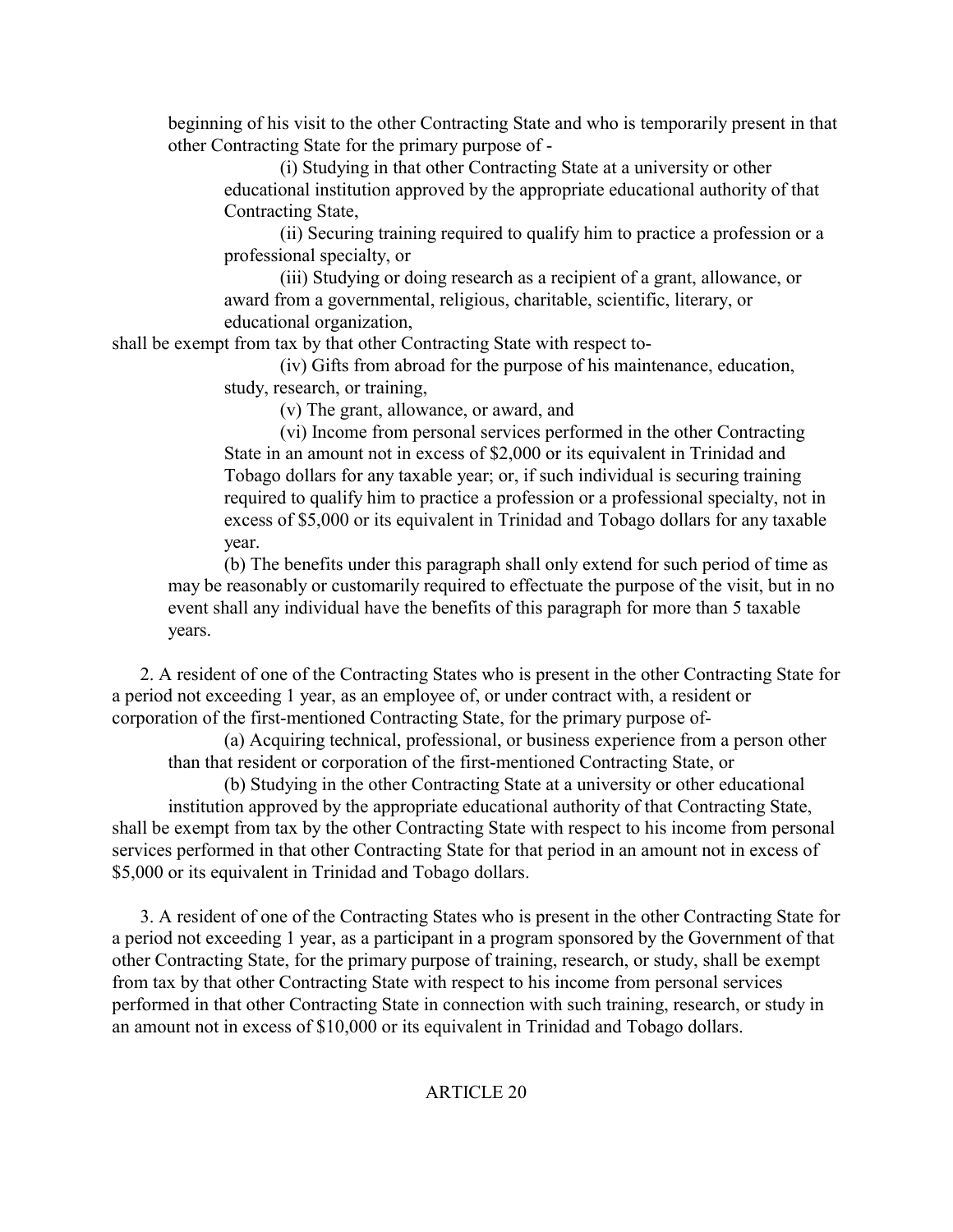beginning of his visit to the other Contracting State and who is temporarily present in that other Contracting State for the primary purpose of -

(i) Studying in that other Contracting State at a university or other educational institution approved by the appropriate educational authority of that Contracting State,

(ii) Securing training required to qualify him to practice a profession or a professional specialty, or

(iii) Studying or doing research as a recipient of a grant, allowance, or award from a governmental, religious, charitable, scientific, literary, or educational organization,

shall be exempt from tax by that other Contracting State with respect to-

(iv) Gifts from abroad for the purpose of his maintenance, education, study, research, or training,

(v) The grant, allowance, or award, and

(vi) Income from personal services performed in the other Contracting State in an amount not in excess of $2,000 or its equivalent in Trinidad and Tobago dollars for any taxable year; or, if such individual is securing training required to qualify him to practice a profession or a professional specialty, not in excess of $5,000 or its equivalent in Trinidad and Tobago dollars for any taxable year.

(b) The benefits under this paragraph shall only extend for such period of time as may be reasonably or customarily required to effectuate the purpose of the visit, but in no event shall any individual have the benefits of this paragraph for more than 5 taxable years.

2. A resident of one of the Contracting States who is present in the other Contracting State for a period not exceeding 1 year, as an employee of, or under contract with, a resident or corporation of the first-mentioned Contracting State, for the primary purpose of-

(a) Acquiring technical, professional, or business experience from a person other than that resident or corporation of the first-mentioned Contracting State, or

(b) Studying in the other Contracting State at a university or other educational institution approved by the appropriate educational authority of that Contracting State,

shall be exempt from tax by the other Contracting State with respect to his income from personal services performed in that other Contracting State for that period in an amount not in excess of $5,000 or its equivalent in Trinidad and Tobago dollars.

3. A resident of one of the Contracting States who is present in the other Contracting State for a period not exceeding 1 year, as a participant in a program sponsored by the Government of that other Contracting State, for the primary purpose of training, research, or study, shall be exempt from tax by that other Contracting State with respect to his income from personal services performed in that other Contracting State in connection with such training, research, or study in an amount not in excess of $10,000 or its equivalent in Trinidad and Tobago dollars.

## ARTICLE 20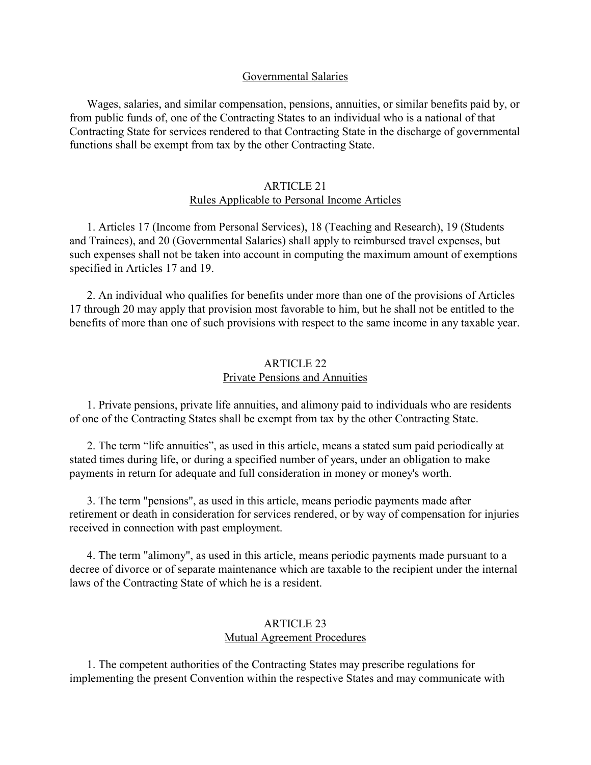## Governmental Salaries

Wages, salaries, and similar compensation, pensions, annuities, or similar benefits paid by, or from public funds of, one of the Contracting States to an individual who is a national of that Contracting State for services rendered to that Contracting State in the discharge of governmental functions shall be exempt from tax by the other Contracting State.

## ARTICLE 21
## Rules Applicable to Personal Income Articles

1. Articles 17 (Income from Personal Services), 18 (Teaching and Research), 19 (Students and Trainees), and 20 (Governmental Salaries) shall apply to reimbursed travel expenses, but such expenses shall not be taken into account in computing the maximum amount of exemptions specified in Articles 17 and 19.

2. An individual who qualifies for benefits under more than one of the provisions of Articles 17 through 20 may apply that provision most favorable to him, but he shall not be entitled to the benefits of more than one of such provisions with respect to the same income in any taxable year.

## ARTICLE 22
## Private Pensions and Annuities

1. Private pensions, private life annuities, and alimony paid to individuals who are residents of one of the Contracting States shall be exempt from tax by the other Contracting State.

2. The term “life annuities”, as used in this article, means a stated sum paid periodically at stated times during life, or during a specified number of years, under an obligation to make payments in return for adequate and full consideration in money or money's worth.

3. The term "pensions", as used in this article, means periodic payments made after retirement or death in consideration for services rendered, or by way of compensation for injuries received in connection with past employment.

4. The term "alimony", as used in this article, means periodic payments made pursuant to a decree of divorce or of separate maintenance which are taxable to the recipient under the internal laws of the Contracting State of which he is a resident.

## ARTICLE 23
## Mutual Agreement Procedures

1. The competent authorities of the Contracting States may prescribe regulations for implementing the present Convention within the respective States and may communicate with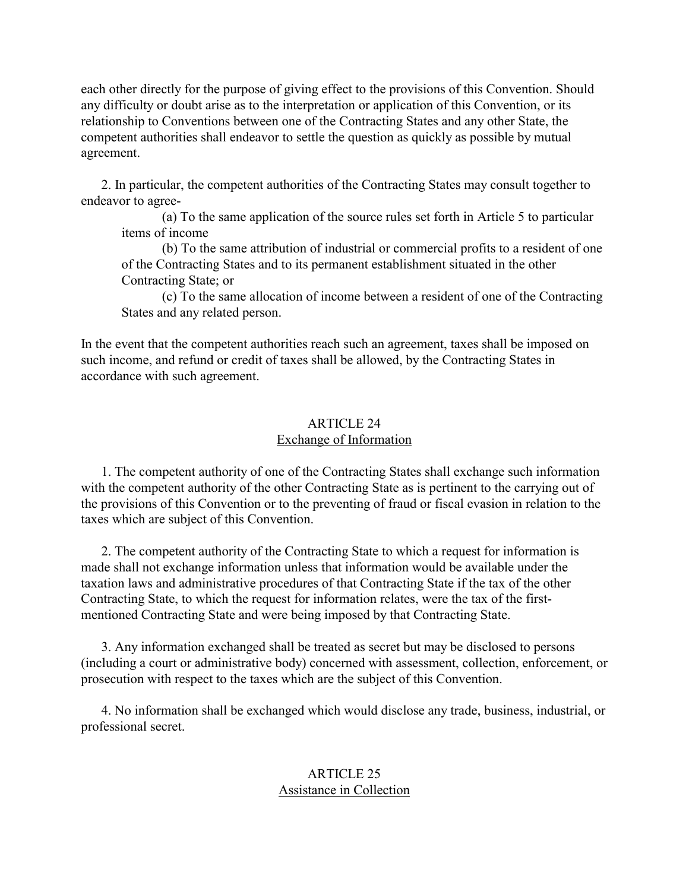each other directly for the purpose of giving effect to the provisions of this Convention. Should any difficulty or doubt arise as to the interpretation or application of this Convention, or its relationship to Conventions between one of the Contracting States and any other State, the competent authorities shall endeavor to settle the question as quickly as possible by mutual agreement.

2. In particular, the competent authorities of the Contracting States may consult together to endeavor to agree-

(a) To the same application of the source rules set forth in Article 5 to particular items of income

(b) To the same attribution of industrial or commercial profits to a resident of one of the Contracting States and to its permanent establishment situated in the other Contracting State; or

(c) To the same allocation of income between a resident of one of the Contracting States and any related person.

In the event that the competent authorities reach such an agreement, taxes shall be imposed on such income, and refund or credit of taxes shall be allowed, by the Contracting States in accordance with such agreement.

## ARTICLE 24
## Exchange of Information

1. The competent authority of one of the Contracting States shall exchange such information with the competent authority of the other Contracting State as is pertinent to the carrying out of the provisions of this Convention or to the preventing of fraud or fiscal evasion in relation to the taxes which are subject of this Convention.

2. The competent authority of the Contracting State to which a request for information is made shall not exchange information unless that information would be available under the taxation laws and administrative procedures of that Contracting State if the tax of the other Contracting State, to which the request for information relates, were the tax of the first-mentioned Contracting State and were being imposed by that Contracting State.

3. Any information exchanged shall be treated as secret but may be disclosed to persons (including a court or administrative body) concerned with assessment, collection, enforcement, or prosecution with respect to the taxes which are the subject of this Convention.

4. No information shall be exchanged which would disclose any trade, business, industrial, or professional secret.

## ARTICLE 25
## Assistance in Collection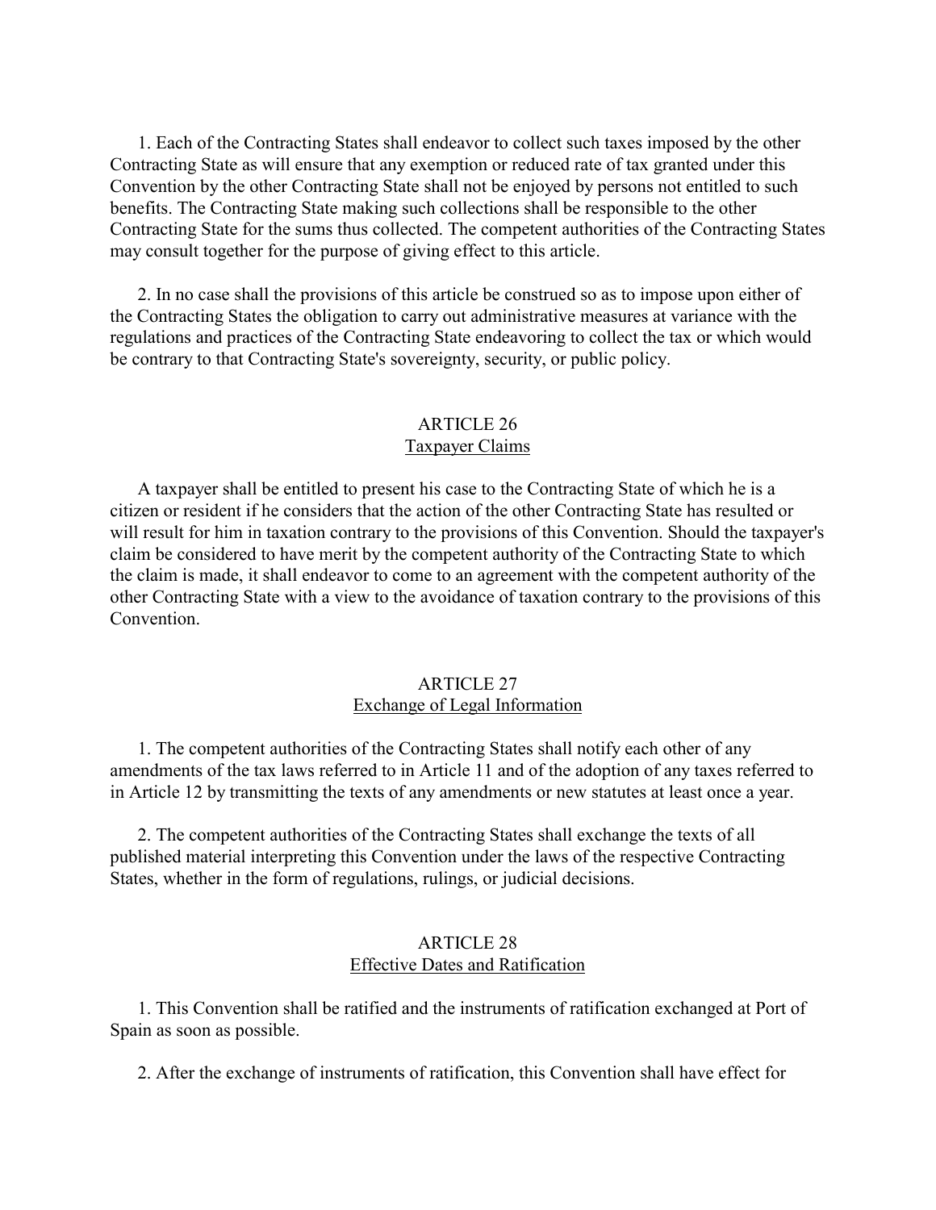1. Each of the Contracting States shall endeavor to collect such taxes imposed by the other Contracting State as will ensure that any exemption or reduced rate of tax granted under this Convention by the other Contracting State shall not be enjoyed by persons not entitled to such benefits. The Contracting State making such collections shall be responsible to the other Contracting State for the sums thus collected. The competent authorities of the Contracting States may consult together for the purpose of giving effect to this article.

2. In no case shall the provisions of this article be construed so as to impose upon either of the Contracting States the obligation to carry out administrative measures at variance with the regulations and practices of the Contracting State endeavoring to collect the tax or which would be contrary to that Contracting State's sovereignty, security, or public policy.

## ARTICLE 26
### Taxpayer Claims

A taxpayer shall be entitled to present his case to the Contracting State of which he is a citizen or resident if he considers that the action of the other Contracting State has resulted or will result for him in taxation contrary to the provisions of this Convention. Should the taxpayer's claim be considered to have merit by the competent authority of the Contracting State to which the claim is made, it shall endeavor to come to an agreement with the competent authority of the other Contracting State with a view to the avoidance of taxation contrary to the provisions of this Convention.

## ARTICLE 27
### Exchange of Legal Information

1. The competent authorities of the Contracting States shall notify each other of any amendments of the tax laws referred to in Article 11 and of the adoption of any taxes referred to in Article 12 by transmitting the texts of any amendments or new statutes at least once a year.

2. The competent authorities of the Contracting States shall exchange the texts of all published material interpreting this Convention under the laws of the respective Contracting States, whether in the form of regulations, rulings, or judicial decisions.

## ARTICLE 28
### Effective Dates and Ratification

1. This Convention shall be ratified and the instruments of ratification exchanged at Port of Spain as soon as possible.

2. After the exchange of instruments of ratification, this Convention shall have effect for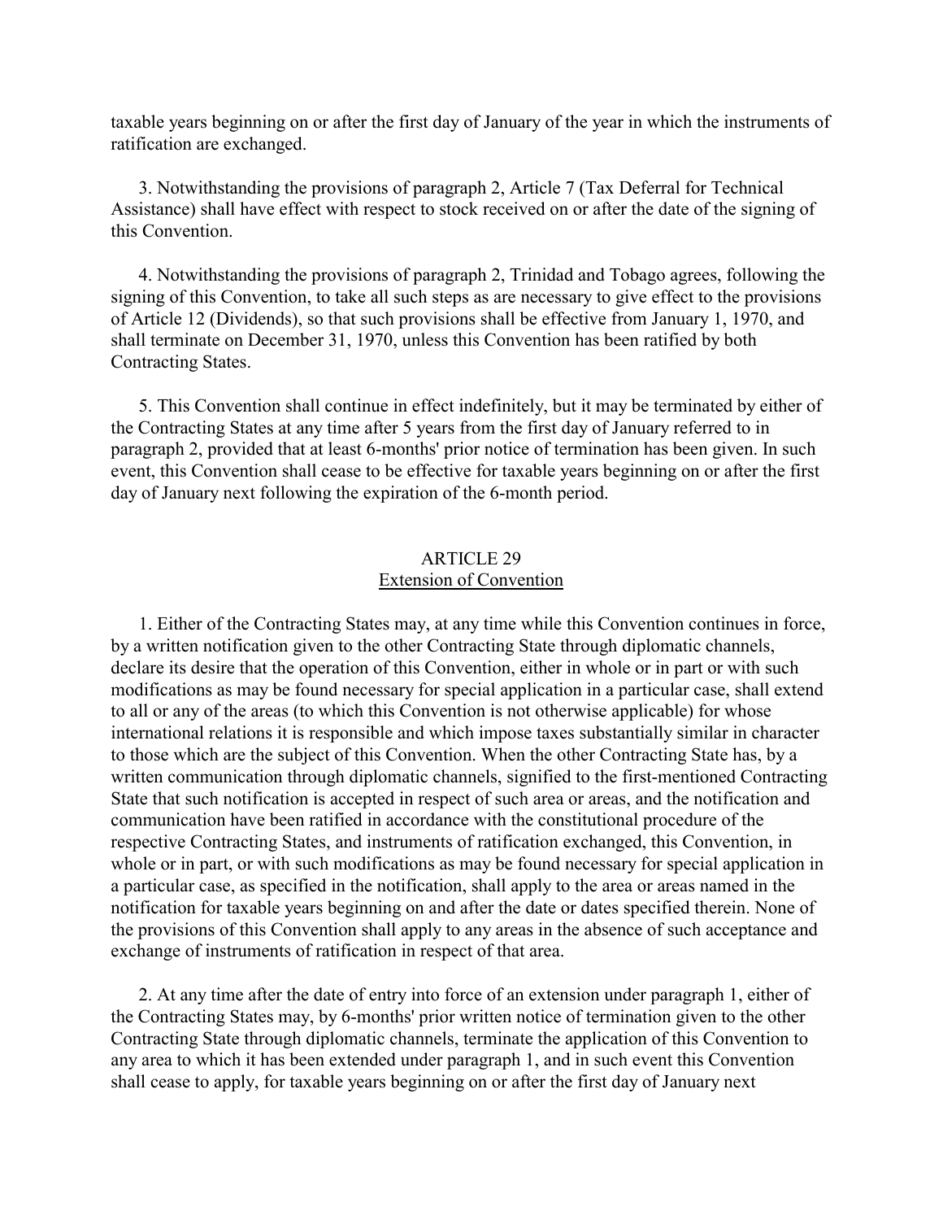taxable years beginning on or after the first day of January of the year in which the instruments of ratification are exchanged.

3. Notwithstanding the provisions of paragraph 2, Article 7 (Tax Deferral for Technical Assistance) shall have effect with respect to stock received on or after the date of the signing of this Convention.

4. Notwithstanding the provisions of paragraph 2, Trinidad and Tobago agrees, following the signing of this Convention, to take all such steps as are necessary to give effect to the provisions of Article 12 (Dividends), so that such provisions shall be effective from January 1, 1970, and shall terminate on December 31, 1970, unless this Convention has been ratified by both Contracting States.

5. This Convention shall continue in effect indefinitely, but it may be terminated by either of the Contracting States at any time after 5 years from the first day of January referred to in paragraph 2, provided that at least 6-months' prior notice of termination has been given. In such event, this Convention shall cease to be effective for taxable years beginning on or after the first day of January next following the expiration of the 6-month period.

## ARTICLE 29
## Extension of Convention

1. Either of the Contracting States may, at any time while this Convention continues in force, by a written notification given to the other Contracting State through diplomatic channels, declare its desire that the operation of this Convention, either in whole or in part or with such modifications as may be found necessary for special application in a particular case, shall extend to all or any of the areas (to which this Convention is not otherwise applicable) for whose international relations it is responsible and which impose taxes substantially similar in character to those which are the subject of this Convention. When the other Contracting State has, by a written communication through diplomatic channels, signified to the first-mentioned Contracting State that such notification is accepted in respect of such area or areas, and the notification and communication have been ratified in accordance with the constitutional procedure of the respective Contracting States, and instruments of ratification exchanged, this Convention, in whole or in part, or with such modifications as may be found necessary for special application in a particular case, as specified in the notification, shall apply to the area or areas named in the notification for taxable years beginning on and after the date or dates specified therein. None of the provisions of this Convention shall apply to any areas in the absence of such acceptance and exchange of instruments of ratification in respect of that area.

2. At any time after the date of entry into force of an extension under paragraph 1, either of the Contracting States may, by 6-months' prior written notice of termination given to the other Contracting State through diplomatic channels, terminate the application of this Convention to any area to which it has been extended under paragraph 1, and in such event this Convention shall cease to apply, for taxable years beginning on or after the first day of January next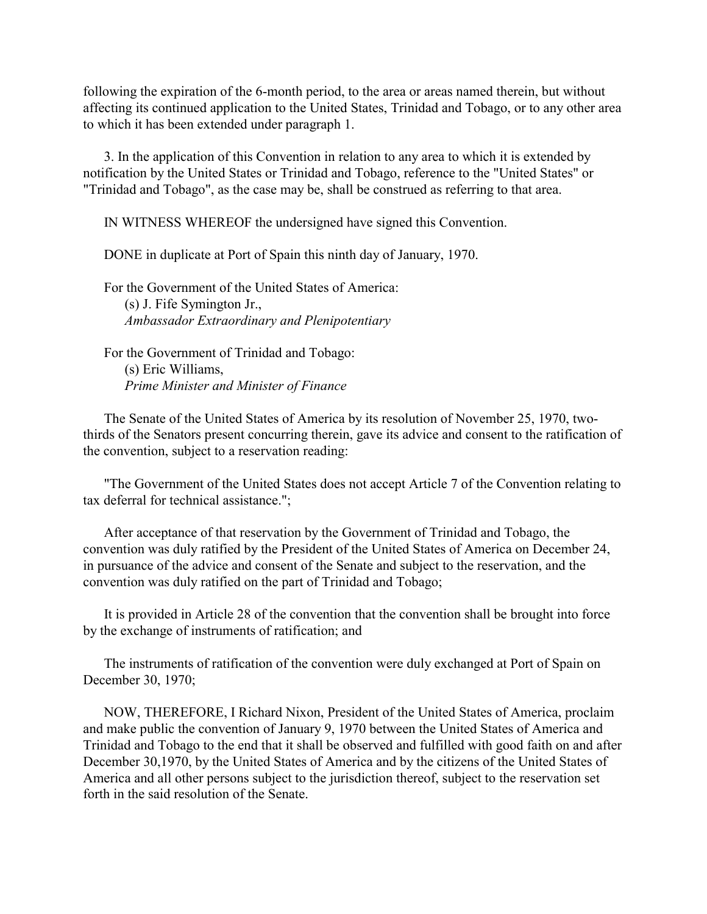following the expiration of the 6-month period, to the area or areas named therein, but without affecting its continued application to the United States, Trinidad and Tobago, or to any other area to which it has been extended under paragraph 1.

3. In the application of this Convention in relation to any area to which it is extended by notification by the United States or Trinidad and Tobago, reference to the "United States" or "Trinidad and Tobago", as the case may be, shall be construed as referring to that area.

IN WITNESS WHEREOF the undersigned have signed this Convention.

DONE in duplicate at Port of Spain this ninth day of January, 1970.

For the Government of the United States of America:
(s) J. Fife Symington Jr.,
*Ambassador Extraordinary and Plenipotentiary*

For the Government of Trinidad and Tobago:
(s) Eric Williams,
*Prime Minister and Minister of Finance*

The Senate of the United States of America by its resolution of November 25, 1970, two-thirds of the Senators present concurring therein, gave its advice and consent to the ratification of the convention, subject to a reservation reading:

"The Government of the United States does not accept Article 7 of the Convention relating to tax deferral for technical assistance.";

After acceptance of that reservation by the Government of Trinidad and Tobago, the convention was duly ratified by the President of the United States of America on December 24, in pursuance of the advice and consent of the Senate and subject to the reservation, and the convention was duly ratified on the part of Trinidad and Tobago;

It is provided in Article 28 of the convention that the convention shall be brought into force by the exchange of instruments of ratification; and

The instruments of ratification of the convention were duly exchanged at Port of Spain on December 30, 1970;

NOW, THEREFORE, I Richard Nixon, President of the United States of America, proclaim and make public the convention of January 9, 1970 between the United States of America and Trinidad and Tobago to the end that it shall be observed and fulfilled with good faith on and after December 30,1970, by the United States of America and by the citizens of the United States of America and all other persons subject to the jurisdiction thereof, subject to the reservation set forth in the said resolution of the Senate.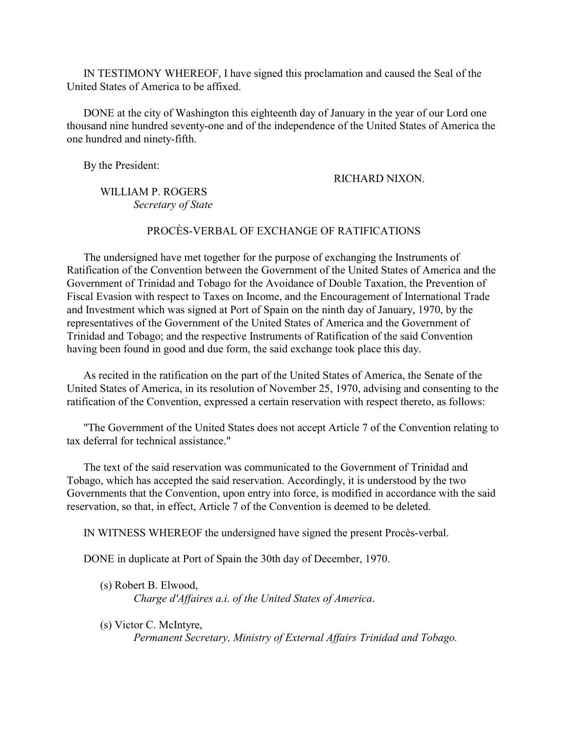IN TESTIMONY WHEREOF, I have signed this proclamation and caused the Seal of the United States of America to be affixed.

DONE at the city of Washington this eighteenth day of January in the year of our Lord one thousand nine hundred seventy-one and of the independence of the United States of America the one hundred and ninety-fifth.

By the President:

RICHARD NIXON.

WILLIAM P. ROGERS
*Secretary of State*

## PROCÈS-VERBAL OF EXCHANGE OF RATIFICATIONS

The undersigned have met together for the purpose of exchanging the Instruments of Ratification of the Convention between the Government of the United States of America and the Government of Trinidad and Tobago for the Avoidance of Double Taxation, the Prevention of Fiscal Evasion with respect to Taxes on Income, and the Encouragement of International Trade and Investment which was signed at Port of Spain on the ninth day of January, 1970, by the representatives of the Government of the United States of America and the Government of Trinidad and Tobago; and the respective Instruments of Ratification of the said Convention having been found in good and due form, the said exchange took place this day.

As recited in the ratification on the part of the United States of America, the Senate of the United States of America, in its resolution of November 25, 1970, advising and consenting to the ratification of the Convention, expressed a certain reservation with respect thereto, as follows:

"The Government of the United States does not accept Article 7 of the Convention relating to tax deferral for technical assistance."

The text of the said reservation was communicated to the Government of Trinidad and Tobago, which has accepted the said reservation. Accordingly, it is understood by the two Governments that the Convention, upon entry into force, is modified in accordance with the said reservation, so that, in effect, Article 7 of the Convention is deemed to be deleted.

IN WITNESS WHEREOF the undersigned have signed the present Procès-verbal.

DONE in duplicate at Port of Spain the 30th day of December, 1970.

(s) Robert B. Elwood,
*Charge d'Affaires a.i. of the United States of America*.

(s) Victor C. McIntyre,
*Permanent Secretary, Ministry of External Affairs Trinidad and Tobago.*